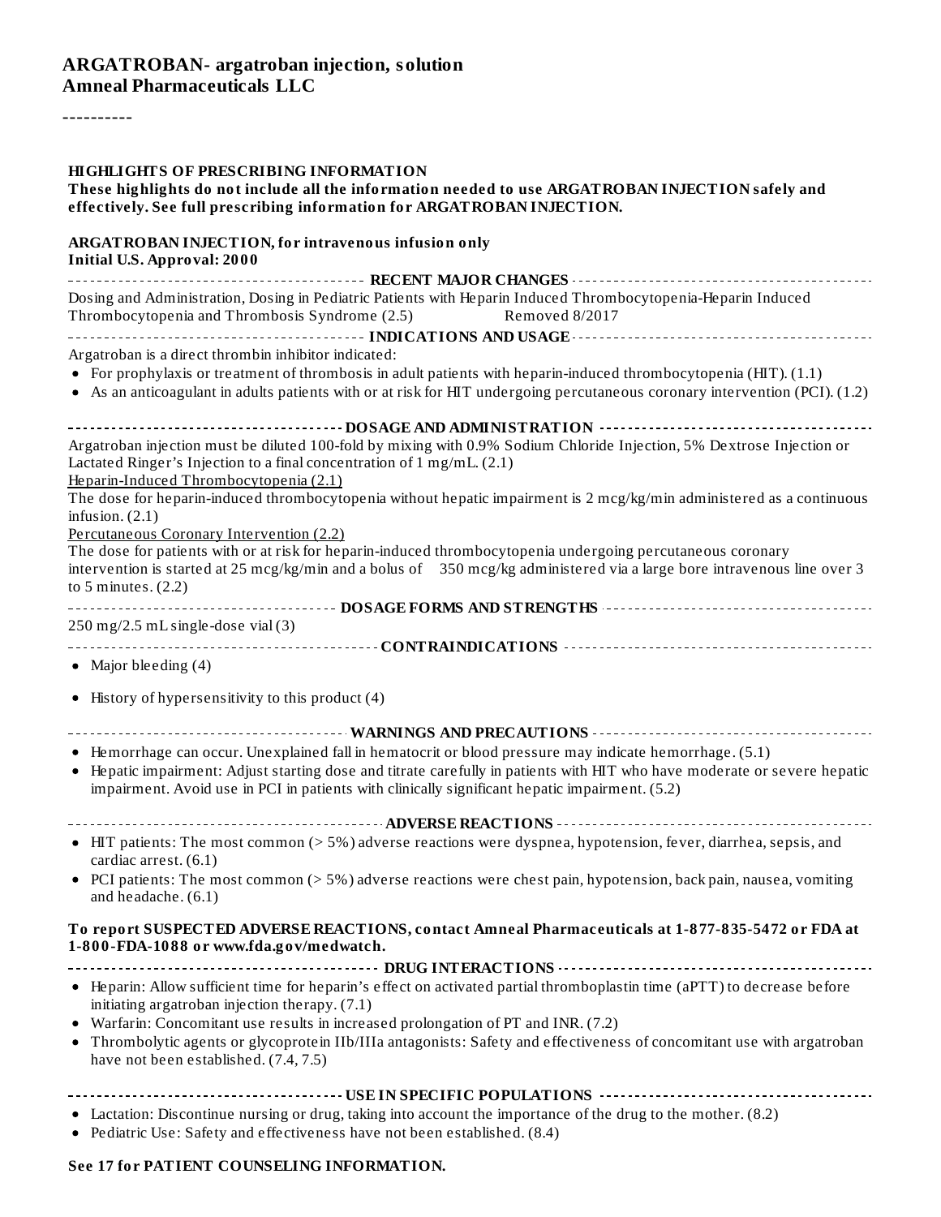# ARGATROBAN- argatroban injection, solution

**Amneal Pharmaceuticals LLC**

----------

## HIGHLIGHTS OF PRESCRIBING INFORMATION

**These highlights do not include all the information needed to use ARGATROBAN INJECTION safely and effectively. See full prescribing information for ARGATROBAN INJECTION.**

**ARGATROBAN INJECTION, for intravenous infusion only**
**Initial U.S. Approval: 2000**

### RECENT MAJOR CHANGES

Dosing and Administration, Dosing in Pediatric Patients with Heparin Induced Thrombocytopenia-Heparin Induced Thrombocytopenia and Thrombosis Syndrome (2.5) Removed 8/2017

### INDICATIONS AND USAGE

Argatroban is a direct thrombin inhibitor indicated:

- For prophylaxis or treatment of thrombosis in adult patients with heparin-induced thrombocytopenia (HIT). (1.1)
- As an anticoagulant in adults patients with or at risk for HIT undergoing percutaneous coronary intervention (PCI). (1.2)

### DOSAGE AND ADMINISTRATION

Argatroban injection must be diluted 100-fold by mixing with 0.9% Sodium Chloride Injection, 5% Dextrose Injection or Lactated Ringer's Injection to a final concentration of 1 mg/mL. (2.1)

Heparin-Induced Thrombocytopenia (2.1)

The dose for heparin-induced thrombocytopenia without hepatic impairment is 2 mcg/kg/min administered as a continuous infusion. (2.1)

Percutaneous Coronary Intervention (2.2)

The dose for patients with or at risk for heparin-induced thrombocytopenia undergoing percutaneous coronary intervention is started at 25 mcg/kg/min and a bolus of 350 mcg/kg administered via a large bore intravenous line over 3 to 5 minutes. (2.2)

### DOSAGE FORMS AND STRENGTHS

250 mg/2.5 mL single-dose vial (3)

### CONTRAINDICATIONS

- Major bleeding (4)
- History of hypersensitivity to this product (4)

### WARNINGS AND PRECAUTIONS

- Hemorrhage can occur. Unexplained fall in hematocrit or blood pressure may indicate hemorrhage. (5.1)
- Hepatic impairment: Adjust starting dose and titrate carefully in patients with HIT who have moderate or severe hepatic impairment. Avoid use in PCI in patients with clinically significant hepatic impairment. (5.2)

### ADVERSE REACTIONS

- HIT patients: The most common (> 5%) adverse reactions were dyspnea, hypotension, fever, diarrhea, sepsis, and cardiac arrest. (6.1)
- PCI patients: The most common (> 5%) adverse reactions were chest pain, hypotension, back pain, nausea, vomiting and headache. (6.1)

**To report SUSPECTED ADVERSE REACTIONS, contact Amneal Pharmaceuticals at 1-877-835-5472 or FDA at 1-800-FDA-1088 or www.fda.gov/medwatch.**

### DRUG INTERACTIONS

- Heparin: Allow sufficient time for heparin's effect on activated partial thromboplastin time (aPTT) to decrease before initiating argatroban injection therapy. (7.1)
- Warfarin: Concomitant use results in increased prolongation of PT and INR. (7.2)
- Thrombolytic agents or glycoprotein IIb/IIIa antagonists: Safety and effectiveness of concomitant use with argatroban have not been established. (7.4, 7.5)

### USE IN SPECIFIC POPULATIONS

- Lactation: Discontinue nursing or drug, taking into account the importance of the drug to the mother. (8.2)
- Pediatric Use: Safety and effectiveness have not been established. (8.4)

**See 17 for PATIENT COUNSELING INFORMATION.**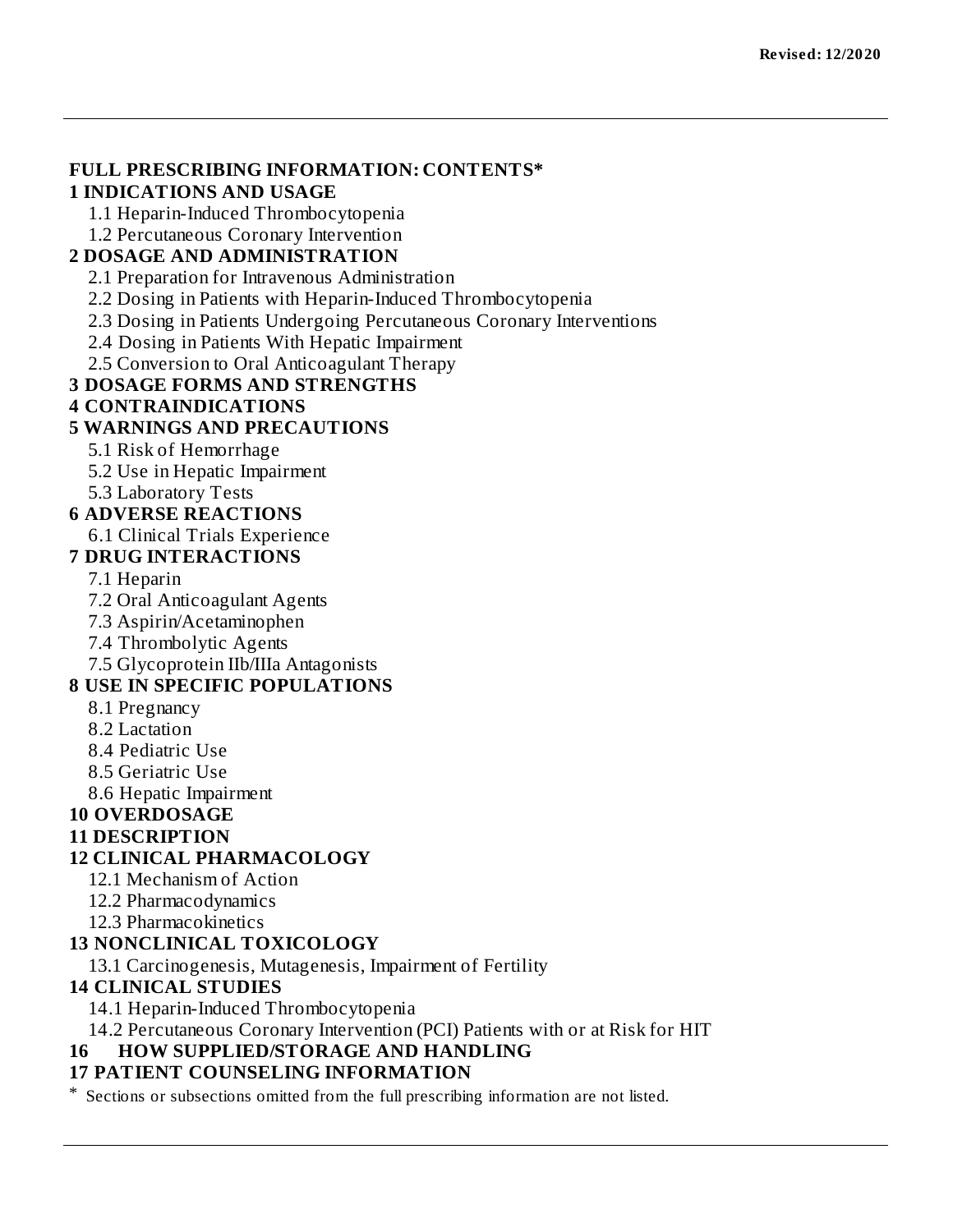**Revised: 12/2020**

---

**FULL PRESCRIBING INFORMATION: CONTENTS***

**1 INDICATIONS AND USAGE**

1.1 Heparin-Induced Thrombocytopenia

1.2 Percutaneous Coronary Intervention

**2 DOSAGE AND ADMINISTRATION**

2.1 Preparation for Intravenous Administration

2.2 Dosing in Patients with Heparin-Induced Thrombocytopenia

2.3 Dosing in Patients Undergoing Percutaneous Coronary Interventions

2.4 Dosing in Patients With Hepatic Impairment

2.5 Conversion to Oral Anticoagulant Therapy

**3 DOSAGE FORMS AND STRENGTHS**

**4 CONTRAINDICATIONS**

**5 WARNINGS AND PRECAUTIONS**

5.1 Risk of Hemorrhage

5.2 Use in Hepatic Impairment

5.3 Laboratory Tests

**6 ADVERSE REACTIONS**

6.1 Clinical Trials Experience

**7 DRUG INTERACTIONS**

7.1 Heparin

7.2 Oral Anticoagulant Agents

7.3 Aspirin/Acetaminophen

7.4 Thrombolytic Agents

7.5 Glycoprotein IIb/IIIa Antagonists

**8 USE IN SPECIFIC POPULATIONS**

8.1 Pregnancy

8.2 Lactation

8.4 Pediatric Use

8.5 Geriatric Use

8.6 Hepatic Impairment

**10 OVERDOSAGE**

**11 DESCRIPTION**

**12 CLINICAL PHARMACOLOGY**

12.1 Mechanism of Action

12.2 Pharmacodynamics

12.3 Pharmacokinetics

**13 NONCLINICAL TOXICOLOGY**

13.1 Carcinogenesis, Mutagenesis, Impairment of Fertility

**14 CLINICAL STUDIES**

14.1 Heparin-Induced Thrombocytopenia

14.2 Percutaneous Coronary Intervention (PCI) Patients with or at Risk for HIT

**16 HOW SUPPLIED/STORAGE AND HANDLING**

**17 PATIENT COUNSELING INFORMATION**

\* Sections or subsections omitted from the full prescribing information are not listed.

---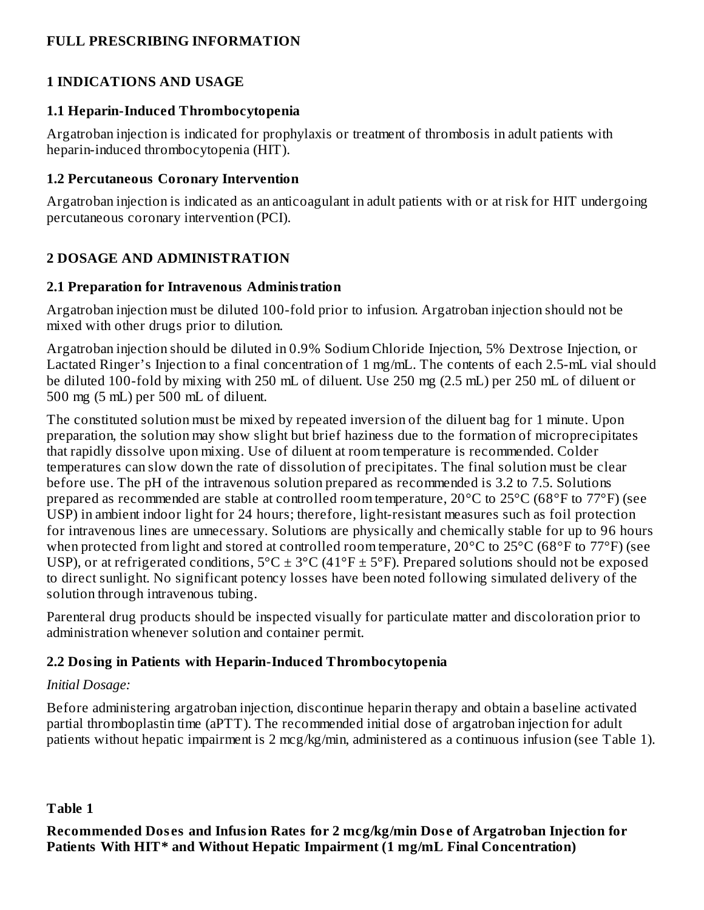# FULL PRESCRIBING INFORMATION

## 1 INDICATIONS AND USAGE

### 1.1 Heparin-Induced Thrombocytopenia

Argatroban injection is indicated for prophylaxis or treatment of thrombosis in adult patients with heparin-induced thrombocytopenia (HIT).

### 1.2 Percutaneous Coronary Intervention

Argatroban injection is indicated as an anticoagulant in adult patients with or at risk for HIT undergoing percutaneous coronary intervention (PCI).

## 2 DOSAGE AND ADMINISTRATION

### 2.1 Preparation for Intravenous Administration

Argatroban injection must be diluted 100-fold prior to infusion. Argatroban injection should not be mixed with other drugs prior to dilution.

Argatroban injection should be diluted in 0.9% Sodium Chloride Injection, 5% Dextrose Injection, or Lactated Ringer's Injection to a final concentration of 1 mg/mL. The contents of each 2.5-mL vial should be diluted 100-fold by mixing with 250 mL of diluent. Use 250 mg (2.5 mL) per 250 mL of diluent or 500 mg (5 mL) per 500 mL of diluent.

The constituted solution must be mixed by repeated inversion of the diluent bag for 1 minute. Upon preparation, the solution may show slight but brief haziness due to the formation of microprecipitates that rapidly dissolve upon mixing. Use of diluent at room temperature is recommended. Colder temperatures can slow down the rate of dissolution of precipitates. The final solution must be clear before use. The pH of the intravenous solution prepared as recommended is 3.2 to 7.5. Solutions prepared as recommended are stable at controlled room temperature, 20°C to 25°C (68°F to 77°F) (see USP) in ambient indoor light for 24 hours; therefore, light-resistant measures such as foil protection for intravenous lines are unnecessary. Solutions are physically and chemically stable for up to 96 hours when protected from light and stored at controlled room temperature, 20°C to 25°C (68°F to 77°F) (see USP), or at refrigerated conditions, 5°C ± 3°C (41°F ± 5°F). Prepared solutions should not be exposed to direct sunlight. No significant potency losses have been noted following simulated delivery of the solution through intravenous tubing.

Parenteral drug products should be inspected visually for particulate matter and discoloration prior to administration whenever solution and container permit.

### 2.2 Dosing in Patients with Heparin-Induced Thrombocytopenia

*Initial Dosage:*

Before administering argatroban injection, discontinue heparin therapy and obtain a baseline activated partial thromboplastin time (aPTT). The recommended initial dose of argatroban injection for adult patients without hepatic impairment is 2 mcg/kg/min, administered as a continuous infusion (see Table 1).

**Table 1**

**Recommended Doses and Infusion Rates for 2 mcg/kg/min Dose of Argatroban Injection for Patients With HIT* and Without Hepatic Impairment (1 mg/mL Final Concentration)**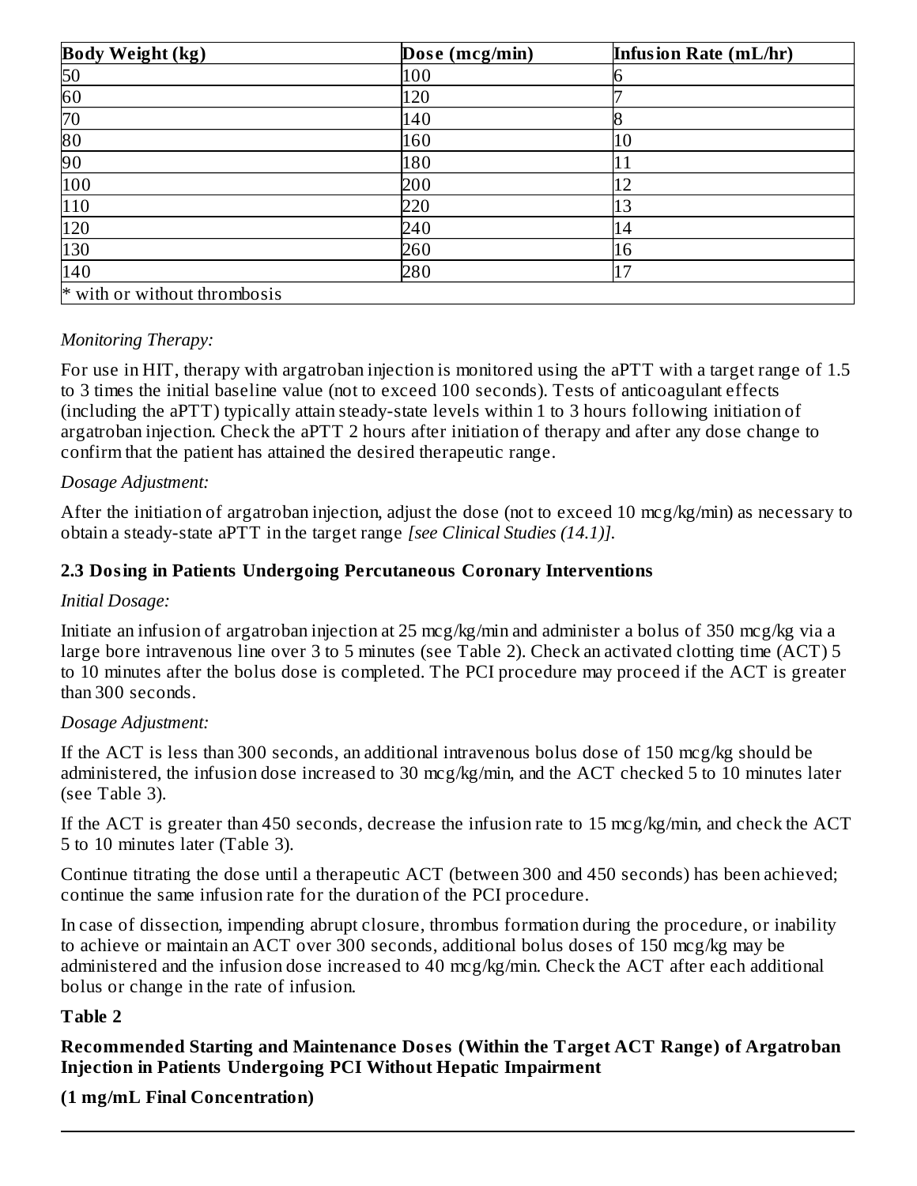| Body Weight (kg) | Dose (mcg/min) | Infusion Rate (mL/hr) |
| --- | --- | --- |
| 50 | 100 | 6 |
| 60 | 120 | 7 |
| 70 | 140 | 8 |
| 80 | 160 | 10 |
| 90 | 180 | 11 |
| 100 | 200 | 12 |
| 110 | 220 | 13 |
| 120 | 240 | 14 |
| 130 | 260 | 16 |
| 140 | 280 | 17 |
| * with or without thrombosis | | |

*Monitoring Therapy:*

For use in HIT, therapy with argatroban injection is monitored using the aPTT with a target range of 1.5 to 3 times the initial baseline value (not to exceed 100 seconds). Tests of anticoagulant effects (including the aPTT) typically attain steady-state levels within 1 to 3 hours following initiation of argatroban injection. Check the aPTT 2 hours after initiation of therapy and after any dose change to confirm that the patient has attained the desired therapeutic range.

*Dosage Adjustment:*

After the initiation of argatroban injection, adjust the dose (not to exceed 10 mcg/kg/min) as necessary to obtain a steady-state aPTT in the target range *[see Clinical Studies (14.1)]*.

### 2.3 Dosing in Patients Undergoing Percutaneous Coronary Interventions

*Initial Dosage:*

Initiate an infusion of argatroban injection at 25 mcg/kg/min and administer a bolus of 350 mcg/kg via a large bore intravenous line over 3 to 5 minutes (see Table 2). Check an activated clotting time (ACT) 5 to 10 minutes after the bolus dose is completed. The PCI procedure may proceed if the ACT is greater than 300 seconds.

*Dosage Adjustment:*

If the ACT is less than 300 seconds, an additional intravenous bolus dose of 150 mcg/kg should be administered, the infusion dose increased to 30 mcg/kg/min, and the ACT checked 5 to 10 minutes later (see Table 3).

If the ACT is greater than 450 seconds, decrease the infusion rate to 15 mcg/kg/min, and check the ACT 5 to 10 minutes later (Table 3).

Continue titrating the dose until a therapeutic ACT (between 300 and 450 seconds) has been achieved; continue the same infusion rate for the duration of the PCI procedure.

In case of dissection, impending abrupt closure, thrombus formation during the procedure, or inability to achieve or maintain an ACT over 300 seconds, additional bolus doses of 150 mcg/kg may be administered and the infusion dose increased to 40 mcg/kg/min. Check the ACT after each additional bolus or change in the rate of infusion.

**Table 2**

**Recommended Starting and Maintenance Doses (Within the Target ACT Range) of Argatroban Injection in Patients Undergoing PCI Without Hepatic Impairment**

**(1 mg/mL Final Concentration)**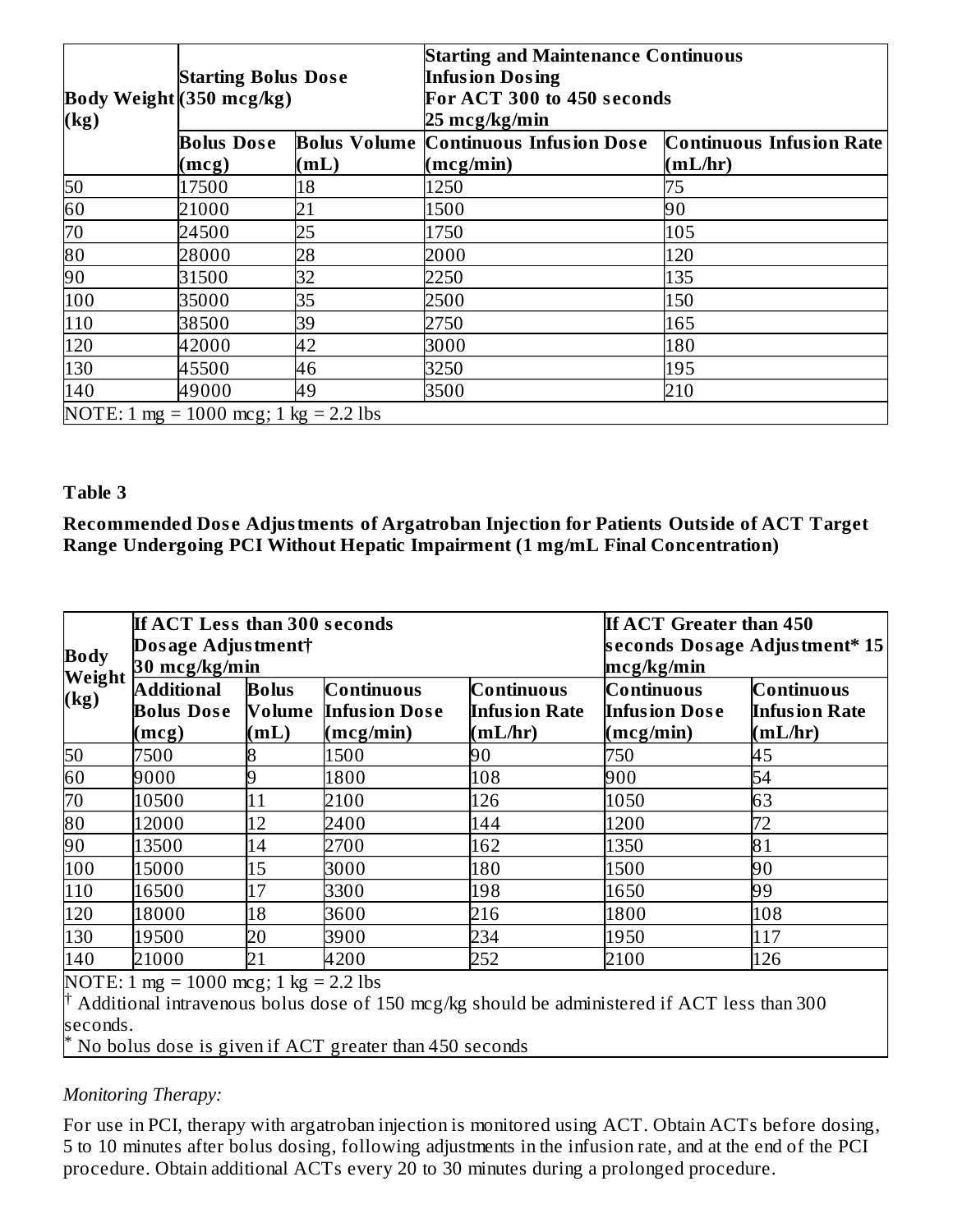| Body Weight (kg) | Starting Bolus Dose (350 mcg/kg) | | Starting and Maintenance Continuous Infusion Dosing For ACT 300 to 450 seconds 25 mcg/kg/min | |
|---|---|---|---|---|
| | Bolus Dose (mcg) | Bolus Volume (mL) | Continuous Infusion Dose (mcg/min) | Continuous Infusion Rate (mL/hr) |
| 50 | 17500 | 18 | 1250 | 75 |
| 60 | 21000 | 21 | 1500 | 90 |
| 70 | 24500 | 25 | 1750 | 105 |
| 80 | 28000 | 28 | 2000 | 120 |
| 90 | 31500 | 32 | 2250 | 135 |
| 100 | 35000 | 35 | 2500 | 150 |
| 110 | 38500 | 39 | 2750 | 165 |
| 120 | 42000 | 42 | 3000 | 180 |
| 130 | 45500 | 46 | 3250 | 195 |
| 140 | 49000 | 49 | 3500 | 210 |
| NOTE: 1 mg = 1000 mcg; 1 kg = 2.2 lbs | | | | |

**Table 3**

**Recommended Dose Adjustments of Argatroban Injection for Patients Outside of ACT Target Range Undergoing PCI Without Hepatic Impairment (1 mg/mL Final Concentration)**

| Body Weight (kg) | If ACT Less than 300 seconds Dosage Adjustment† 30 mcg/kg/min | | | | If ACT Greater than 450 seconds Dosage Adjustment* 15 mcg/kg/min | |
|---|---|---|---|---|---|---|
| | Additional Bolus Dose (mcg) | Bolus Volume (mL) | Continuous Infusion Dose (mcg/min) | Continuous Infusion Rate (mL/hr) | Continuous Infusion Dose (mcg/min) | Continuous Infusion Rate (mL/hr) |
| 50 | 7500 | 8 | 1500 | 90 | 750 | 45 |
| 60 | 9000 | 9 | 1800 | 108 | 900 | 54 |
| 70 | 10500 | 11 | 2100 | 126 | 1050 | 63 |
| 80 | 12000 | 12 | 2400 | 144 | 1200 | 72 |
| 90 | 13500 | 14 | 2700 | 162 | 1350 | 81 |
| 100 | 15000 | 15 | 3000 | 180 | 1500 | 90 |
| 110 | 16500 | 17 | 3300 | 198 | 1650 | 99 |
| 120 | 18000 | 18 | 3600 | 216 | 1800 | 108 |
| 130 | 19500 | 20 | 3900 | 234 | 1950 | 117 |
| 140 | 21000 | 21 | 4200 | 252 | 2100 | 126 |

NOTE: 1 mg = 1000 mcg; 1 kg = 2.2 lbs

† Additional intravenous bolus dose of 150 mcg/kg should be administered if ACT less than 300 seconds.

* No bolus dose is given if ACT greater than 450 seconds

*Monitoring Therapy:*

For use in PCI, therapy with argatroban injection is monitored using ACT. Obtain ACTs before dosing, 5 to 10 minutes after bolus dosing, following adjustments in the infusion rate, and at the end of the PCI procedure. Obtain additional ACTs every 20 to 30 minutes during a prolonged procedure.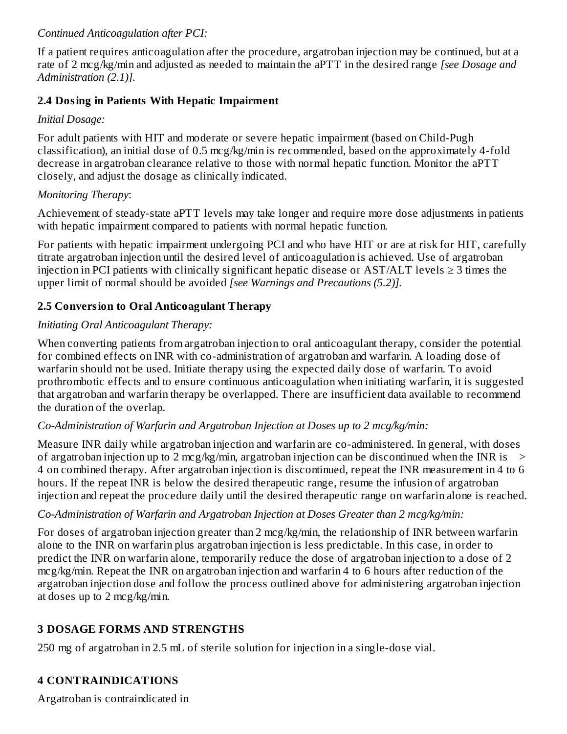*Continued Anticoagulation after PCI:*

If a patient requires anticoagulation after the procedure, argatroban injection may be continued, but at a rate of 2 mcg/kg/min and adjusted as needed to maintain the aPTT in the desired range *[see Dosage and Administration (2.1)].*

### 2.4 Dosing in Patients With Hepatic Impairment

*Initial Dosage:*

For adult patients with HIT and moderate or severe hepatic impairment (based on Child-Pugh classification), an initial dose of 0.5 mcg/kg/min is recommended, based on the approximately 4-fold decrease in argatroban clearance relative to those with normal hepatic function. Monitor the aPTT closely, and adjust the dosage as clinically indicated.

*Monitoring Therapy*:

Achievement of steady-state aPTT levels may take longer and require more dose adjustments in patients with hepatic impairment compared to patients with normal hepatic function.

For patients with hepatic impairment undergoing PCI and who have HIT or are at risk for HIT, carefully titrate argatroban injection until the desired level of anticoagulation is achieved. Use of argatroban injection in PCI patients with clinically significant hepatic disease or AST/ALT levels ≥ 3 times the upper limit of normal should be avoided *[see Warnings and Precautions (5.2)].*

### 2.5 Conversion to Oral Anticoagulant Therapy

*Initiating Oral Anticoagulant Therapy:*

When converting patients from argatroban injection to oral anticoagulant therapy, consider the potential for combined effects on INR with co-administration of argatroban and warfarin. A loading dose of warfarin should not be used. Initiate therapy using the expected daily dose of warfarin. To avoid prothrombotic effects and to ensure continuous anticoagulation when initiating warfarin, it is suggested that argatroban and warfarin therapy be overlapped. There are insufficient data available to recommend the duration of the overlap.

*Co-Administration of Warfarin and Argatroban Injection at Doses up to 2 mcg/kg/min:*

Measure INR daily while argatroban injection and warfarin are co-administered. In general, with doses of argatroban injection up to 2 mcg/kg/min, argatroban injection can be discontinued when the INR is > 4 on combined therapy. After argatroban injection is discontinued, repeat the INR measurement in 4 to 6 hours. If the repeat INR is below the desired therapeutic range, resume the infusion of argatroban injection and repeat the procedure daily until the desired therapeutic range on warfarin alone is reached.

*Co-Administration of Warfarin and Argatroban Injection at Doses Greater than 2 mcg/kg/min:*

For doses of argatroban injection greater than 2 mcg/kg/min, the relationship of INR between warfarin alone to the INR on warfarin plus argatroban injection is less predictable. In this case, in order to predict the INR on warfarin alone, temporarily reduce the dose of argatroban injection to a dose of 2 mcg/kg/min. Repeat the INR on argatroban injection and warfarin 4 to 6 hours after reduction of the argatroban injection dose and follow the process outlined above for administering argatroban injection at doses up to 2 mcg/kg/min.

## 3 DOSAGE FORMS AND STRENGTHS

250 mg of argatroban in 2.5 mL of sterile solution for injection in a single-dose vial.

## 4 CONTRAINDICATIONS

Argatroban is contraindicated in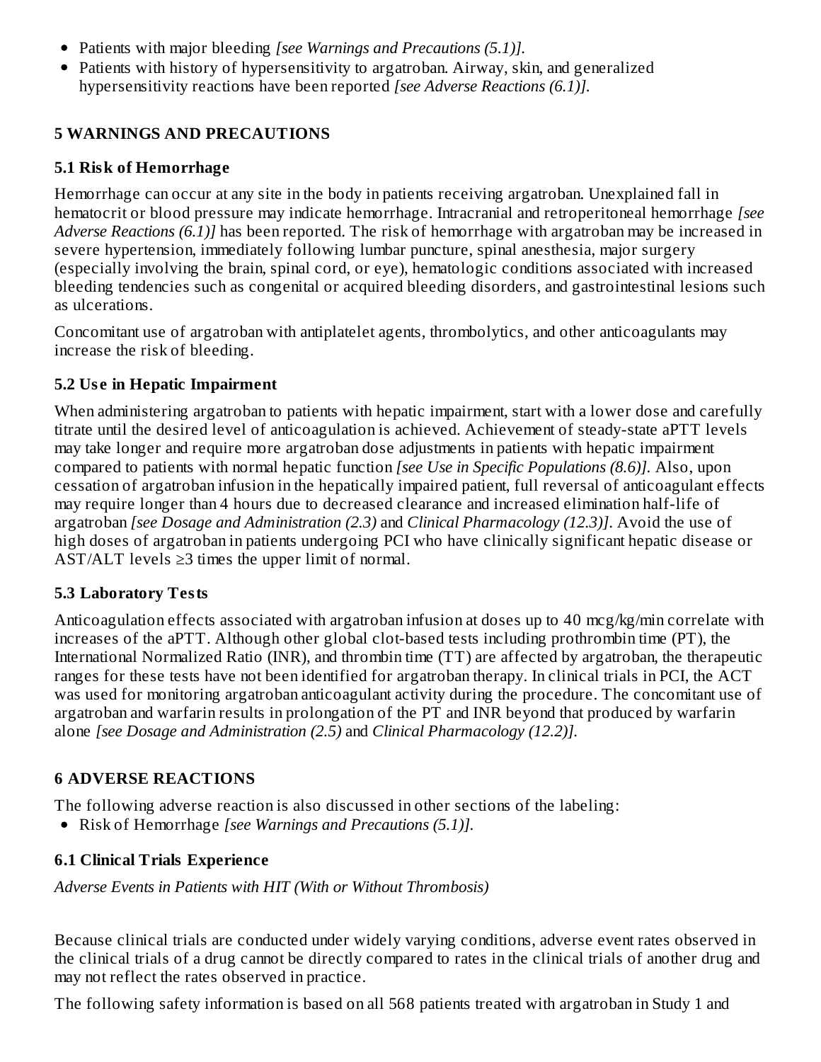- Patients with major bleeding *[see Warnings and Precautions (5.1)].*
- Patients with history of hypersensitivity to argatroban. Airway, skin, and generalized hypersensitivity reactions have been reported *[see Adverse Reactions (6.1)].*

## 5 WARNINGS AND PRECAUTIONS

### 5.1 Risk of Hemorrhage

Hemorrhage can occur at any site in the body in patients receiving argatroban. Unexplained fall in hematocrit or blood pressure may indicate hemorrhage. Intracranial and retroperitoneal hemorrhage *[see Adverse Reactions (6.1)]* has been reported. The risk of hemorrhage with argatroban may be increased in severe hypertension, immediately following lumbar puncture, spinal anesthesia, major surgery (especially involving the brain, spinal cord, or eye), hematologic conditions associated with increased bleeding tendencies such as congenital or acquired bleeding disorders, and gastrointestinal lesions such as ulcerations.

Concomitant use of argatroban with antiplatelet agents, thrombolytics, and other anticoagulants may increase the risk of bleeding.

### 5.2 Use in Hepatic Impairment

When administering argatroban to patients with hepatic impairment, start with a lower dose and carefully titrate until the desired level of anticoagulation is achieved. Achievement of steady-state aPTT levels may take longer and require more argatroban dose adjustments in patients with hepatic impairment compared to patients with normal hepatic function *[see Use in Specific Populations (8.6)].* Also, upon cessation of argatroban infusion in the hepatically impaired patient, full reversal of anticoagulant effects may require longer than 4 hours due to decreased clearance and increased elimination half-life of argatroban *[see Dosage and Administration (2.3)* and *Clinical Pharmacology (12.3)]*. Avoid the use of high doses of argatroban in patients undergoing PCI who have clinically significant hepatic disease or AST/ALT levels ≥3 times the upper limit of normal.

### 5.3 Laboratory Tests

Anticoagulation effects associated with argatroban infusion at doses up to 40 mcg/kg/min correlate with increases of the aPTT. Although other global clot-based tests including prothrombin time (PT), the International Normalized Ratio (INR), and thrombin time (TT) are affected by argatroban, the therapeutic ranges for these tests have not been identified for argatroban therapy. In clinical trials in PCI, the ACT was used for monitoring argatroban anticoagulant activity during the procedure. The concomitant use of argatroban and warfarin results in prolongation of the PT and INR beyond that produced by warfarin alone *[see Dosage and Administration (2.5)* and *Clinical Pharmacology (12.2)].*

## 6 ADVERSE REACTIONS

The following adverse reaction is also discussed in other sections of the labeling:

- Risk of Hemorrhage *[see Warnings and Precautions (5.1)].*

### 6.1 Clinical Trials Experience

*Adverse Events in Patients with HIT (With or Without Thrombosis)*

Because clinical trials are conducted under widely varying conditions, adverse event rates observed in the clinical trials of a drug cannot be directly compared to rates in the clinical trials of another drug and may not reflect the rates observed in practice.

The following safety information is based on all 568 patients treated with argatroban in Study 1 and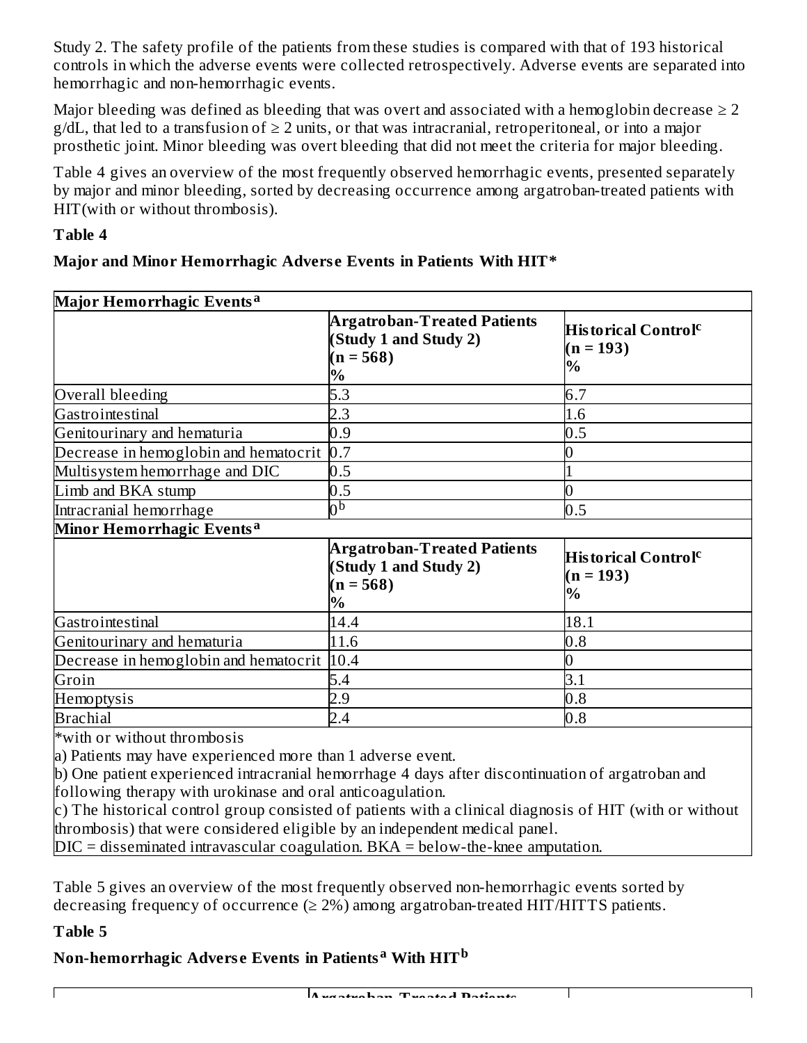Study 2. The safety profile of the patients from these studies is compared with that of 193 historical controls in which the adverse events were collected retrospectively. Adverse events are separated into hemorrhagic and non-hemorrhagic events.

Major bleeding was defined as bleeding that was overt and associated with a hemoglobin decrease ≥ 2 g/dL, that led to a transfusion of ≥ 2 units, or that was intracranial, retroperitoneal, or into a major prosthetic joint. Minor bleeding was overt bleeding that did not meet the criteria for major bleeding.

Table 4 gives an overview of the most frequently observed hemorrhagic events, presented separately by major and minor bleeding, sorted by decreasing occurrence among argatroban-treated patients with HIT(with or without thrombosis).

**Table 4**

**Major and Minor Hemorrhagic Adverse Events in Patients With HIT***

| **Major Hemorrhagic Events[a]** | | |
|---|---|---|
| | **Argatroban-Treated Patients (Study 1 and Study 2) (n = 568) %** | **Historical Control[c] (n = 193) %** |
| Overall bleeding | 5.3 | 6.7 |
| Gastrointestinal | 2.3 | 1.6 |
| Genitourinary and hematuria | 0.9 | 0.5 |
| Decrease in hemoglobin and hematocrit | 0.7 | 0 |
| Multisystem hemorrhage and DIC | 0.5 | 1 |
| Limb and BKA stump | 0.5 | 0 |
| Intracranial hemorrhage | 0[b] | 0.5 |
| **Minor Hemorrhagic Events[a]** | | |
| | **Argatroban-Treated Patients (Study 1 and Study 2) (n = 568) %** | **Historical Control[c] (n = 193) %** |
| Gastrointestinal | 14.4 | 18.1 |
| Genitourinary and hematuria | 11.6 | 0.8 |
| Decrease in hemoglobin and hematocrit | 10.4 | 0 |
| Groin | 5.4 | 3.1 |
| Hemoptysis | 2.9 | 0.8 |
| Brachial | 2.4 | 0.8 |

*with or without thrombosis

a) Patients may have experienced more than 1 adverse event.

b) One patient experienced intracranial hemorrhage 4 days after discontinuation of argatroban and following therapy with urokinase and oral anticoagulation.

c) The historical control group consisted of patients with a clinical diagnosis of HIT (with or without thrombosis) that were considered eligible by an independent medical panel.

DIC = disseminated intravascular coagulation. BKA = below-the-knee amputation.

Table 5 gives an overview of the most frequently observed non-hemorrhagic events sorted by decreasing frequency of occurrence (≥ 2%) among argatroban-treated HIT/HITTS patients.

**Table 5**

**Non-hemorrhagic Adverse Events in Patients[a] With HIT[b]**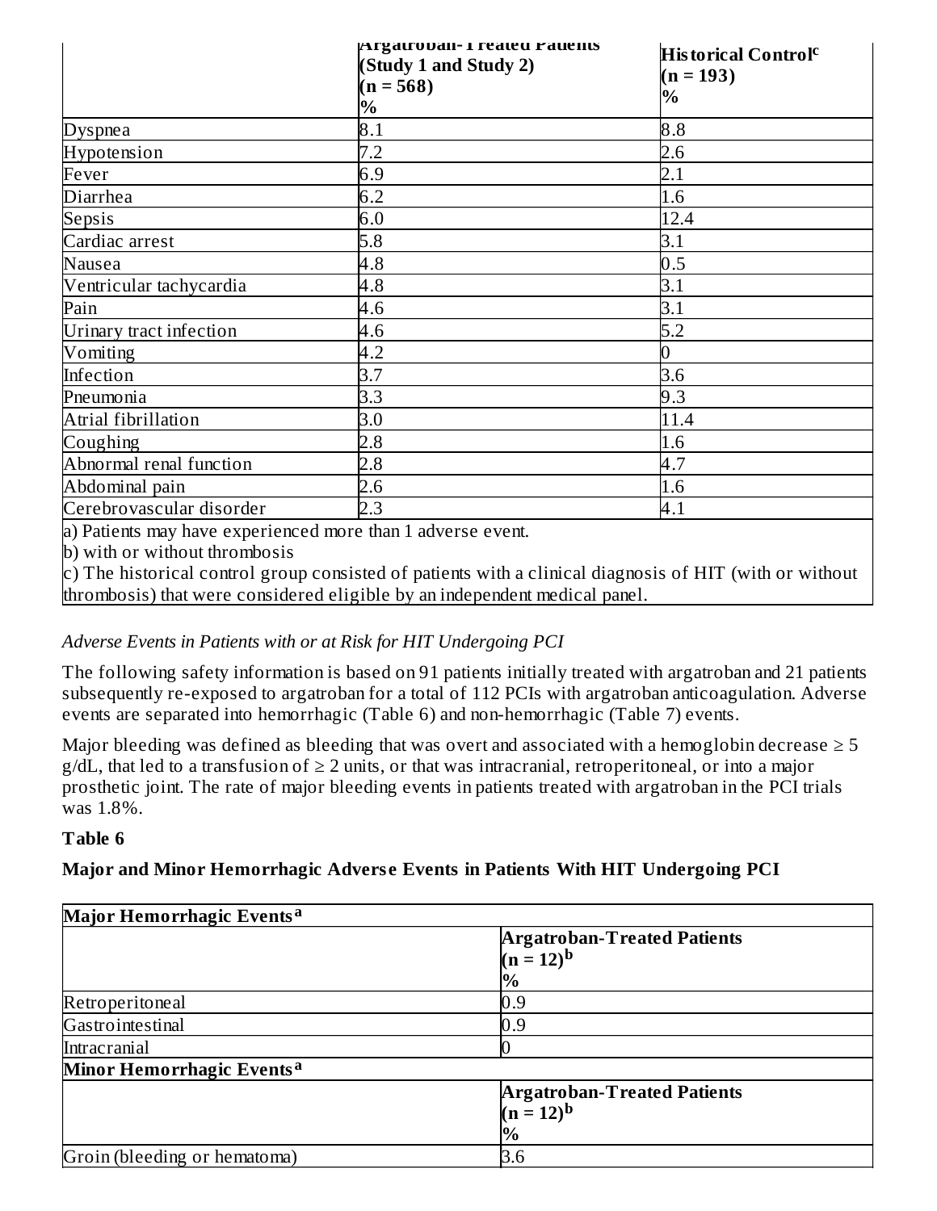| | Argatroban-Treated Patients (Study 1 and Study 2) (n = 568) % | Historical Control[c] (n = 193) % |
|---|---|---|
| Dyspnea | 8.1 | 8.8 |
| Hypotension | 7.2 | 2.6 |
| Fever | 6.9 | 2.1 |
| Diarrhea | 6.2 | 1.6 |
| Sepsis | 6.0 | 12.4 |
| Cardiac arrest | 5.8 | 3.1 |
| Nausea | 4.8 | 0.5 |
| Ventricular tachycardia | 4.8 | 3.1 |
| Pain | 4.6 | 3.1 |
| Urinary tract infection | 4.6 | 5.2 |
| Vomiting | 4.2 | 0 |
| Infection | 3.7 | 3.6 |
| Pneumonia | 3.3 | 9.3 |
| Atrial fibrillation | 3.0 | 11.4 |
| Coughing | 2.8 | 1.6 |
| Abnormal renal function | 2.8 | 4.7 |
| Abdominal pain | 2.6 | 1.6 |
| Cerebrovascular disorder | 2.3 | 4.1 |

a) Patients may have experienced more than 1 adverse event.

b) with or without thrombosis

c) The historical control group consisted of patients with a clinical diagnosis of HIT (with or without thrombosis) that were considered eligible by an independent medical panel.

*Adverse Events in Patients with or at Risk for HIT Undergoing PCI*

The following safety information is based on 91 patients initially treated with argatroban and 21 patients subsequently re-exposed to argatroban for a total of 112 PCIs with argatroban anticoagulation. Adverse events are separated into hemorrhagic (Table 6) and non-hemorrhagic (Table 7) events.

Major bleeding was defined as bleeding that was overt and associated with a hemoglobin decrease ≥ 5 g/dL, that led to a transfusion of ≥ 2 units, or that was intracranial, retroperitoneal, or into a major prosthetic joint. The rate of major bleeding events in patients treated with argatroban in the PCI trials was 1.8%.

**Table 6**

**Major and Minor Hemorrhagic Adverse Events in Patients With HIT Undergoing PCI**

| **Major Hemorrhagic Events[a]** | |
|---|---|
| | **Argatroban-Treated Patients (n = 12)[b] %** |
| Retroperitoneal | 0.9 |
| Gastrointestinal | 0.9 |
| Intracranial | 0 |
| **Minor Hemorrhagic Events[a]** | |
| | **Argatroban-Treated Patients (n = 12)[b] %** |
| Groin (bleeding or hematoma) | 3.6 |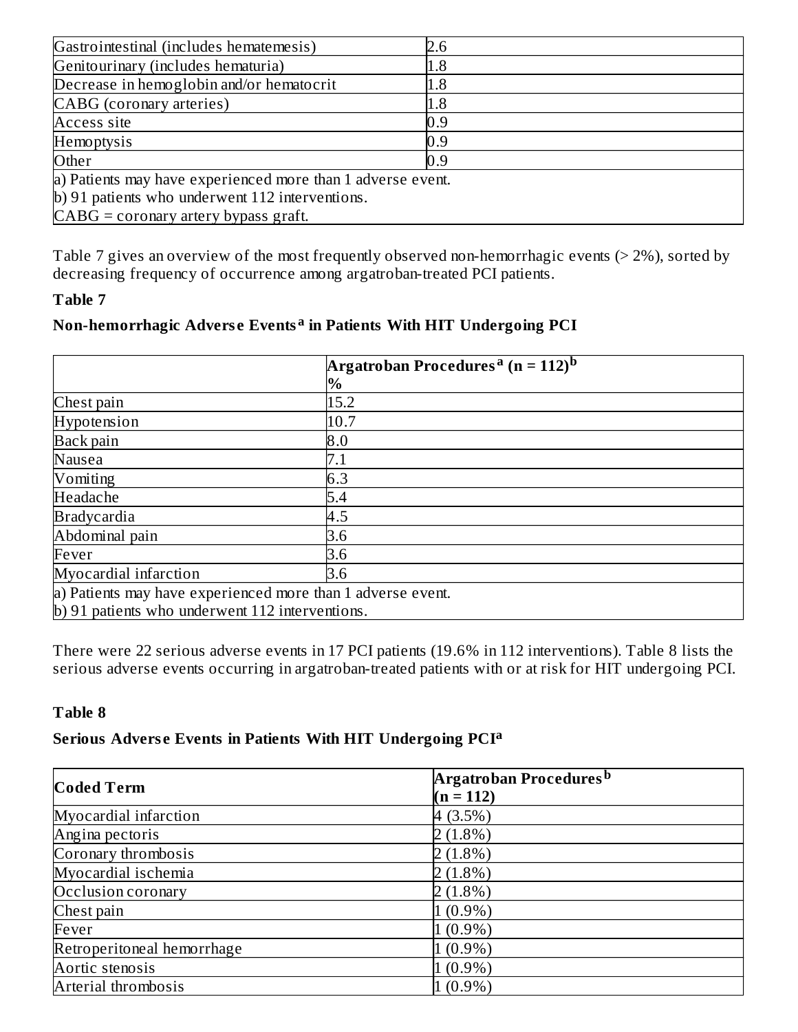| | |
|---|---|
| Gastrointestinal (includes hematemesis) | 2.6 |
| Genitourinary (includes hematuria) | 1.8 |
| Decrease in hemoglobin and/or hematocrit | 1.8 |
| CABG (coronary arteries) | 1.8 |
| Access site | 0.9 |
| Hemoptysis | 0.9 |
| Other | 0.9 |
| a) Patients may have experienced more than 1 adverse event.<br>b) 91 patients who underwent 112 interventions.<br>CABG = coronary artery bypass graft. | |

Table 7 gives an overview of the most frequently observed non-hemorrhagic events (> 2%), sorted by decreasing frequency of occurrence among argatroban-treated PCI patients.

**Table 7**

**Non-hemorrhagic Adverse Events[a] in Patients With HIT Undergoing PCI**

| | **Argatroban Procedures[a] (n = 112)[b]**<br>**%** |
|---|---|
| Chest pain | 15.2 |
| Hypotension | 10.7 |
| Back pain | 8.0 |
| Nausea | 7.1 |
| Vomiting | 6.3 |
| Headache | 5.4 |
| Bradycardia | 4.5 |
| Abdominal pain | 3.6 |
| Fever | 3.6 |
| Myocardial infarction | 3.6 |
| a) Patients may have experienced more than 1 adverse event.<br>b) 91 patients who underwent 112 interventions. | |

There were 22 serious adverse events in 17 PCI patients (19.6% in 112 interventions). Table 8 lists the serious adverse events occurring in argatroban-treated patients with or at risk for HIT undergoing PCI.

**Table 8**

**Serious Adverse Events in Patients With HIT Undergoing PCI[a]**

| **Coded Term** | **Argatroban Procedures[b] (n = 112)** |
|---|---|
| Myocardial infarction | 4 (3.5%) |
| Angina pectoris | 2 (1.8%) |
| Coronary thrombosis | 2 (1.8%) |
| Myocardial ischemia | 2 (1.8%) |
| Occlusion coronary | 2 (1.8%) |
| Chest pain | 1 (0.9%) |
| Fever | 1 (0.9%) |
| Retroperitoneal hemorrhage | 1 (0.9%) |
| Aortic stenosis | 1 (0.9%) |
| Arterial thrombosis | 1 (0.9%) |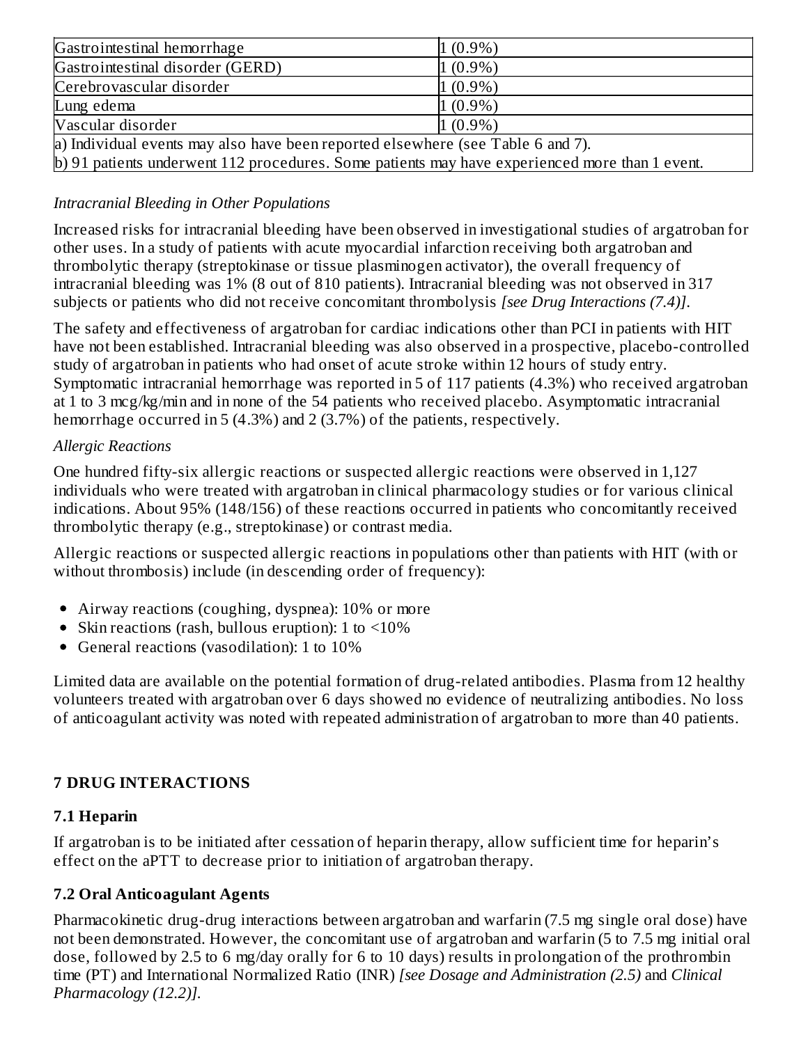| | |
|---|---|
| Gastrointestinal hemorrhage | 1 (0.9%) |
| Gastrointestinal disorder (GERD) | 1 (0.9%) |
| Cerebrovascular disorder | 1 (0.9%) |
| Lung edema | 1 (0.9%) |
| Vascular disorder | 1 (0.9%) |
| a) Individual events may also have been reported elsewhere (see Table 6 and 7). | |
| b) 91 patients underwent 112 procedures. Some patients may have experienced more than 1 event. | |

*Intracranial Bleeding in Other Populations*

Increased risks for intracranial bleeding have been observed in investigational studies of argatroban for other uses. In a study of patients with acute myocardial infarction receiving both argatroban and thrombolytic therapy (streptokinase or tissue plasminogen activator), the overall frequency of intracranial bleeding was 1% (8 out of 810 patients). Intracranial bleeding was not observed in 317 subjects or patients who did not receive concomitant thrombolysis *[see Drug Interactions (7.4)]*.

The safety and effectiveness of argatroban for cardiac indications other than PCI in patients with HIT have not been established. Intracranial bleeding was also observed in a prospective, placebo-controlled study of argatroban in patients who had onset of acute stroke within 12 hours of study entry. Symptomatic intracranial hemorrhage was reported in 5 of 117 patients (4.3%) who received argatroban at 1 to 3 mcg/kg/min and in none of the 54 patients who received placebo. Asymptomatic intracranial hemorrhage occurred in 5 (4.3%) and 2 (3.7%) of the patients, respectively.

*Allergic Reactions*

One hundred fifty-six allergic reactions or suspected allergic reactions were observed in 1,127 individuals who were treated with argatroban in clinical pharmacology studies or for various clinical indications. About 95% (148/156) of these reactions occurred in patients who concomitantly received thrombolytic therapy (e.g., streptokinase) or contrast media.

Allergic reactions or suspected allergic reactions in populations other than patients with HIT (with or without thrombosis) include (in descending order of frequency):

- Airway reactions (coughing, dyspnea): 10% or more
- Skin reactions (rash, bullous eruption): 1 to <10%
- General reactions (vasodilation): 1 to 10%

Limited data are available on the potential formation of drug-related antibodies. Plasma from 12 healthy volunteers treated with argatroban over 6 days showed no evidence of neutralizing antibodies. No loss of anticoagulant activity was noted with repeated administration of argatroban to more than 40 patients.

## 7 DRUG INTERACTIONS

### 7.1 Heparin

If argatroban is to be initiated after cessation of heparin therapy, allow sufficient time for heparin's effect on the aPTT to decrease prior to initiation of argatroban therapy.

### 7.2 Oral Anticoagulant Agents

Pharmacokinetic drug-drug interactions between argatroban and warfarin (7.5 mg single oral dose) have not been demonstrated. However, the concomitant use of argatroban and warfarin (5 to 7.5 mg initial oral dose, followed by 2.5 to 6 mg/day orally for 6 to 10 days) results in prolongation of the prothrombin time (PT) and International Normalized Ratio (INR) *[see Dosage and Administration (2.5)* and *Clinical Pharmacology (12.2)]*.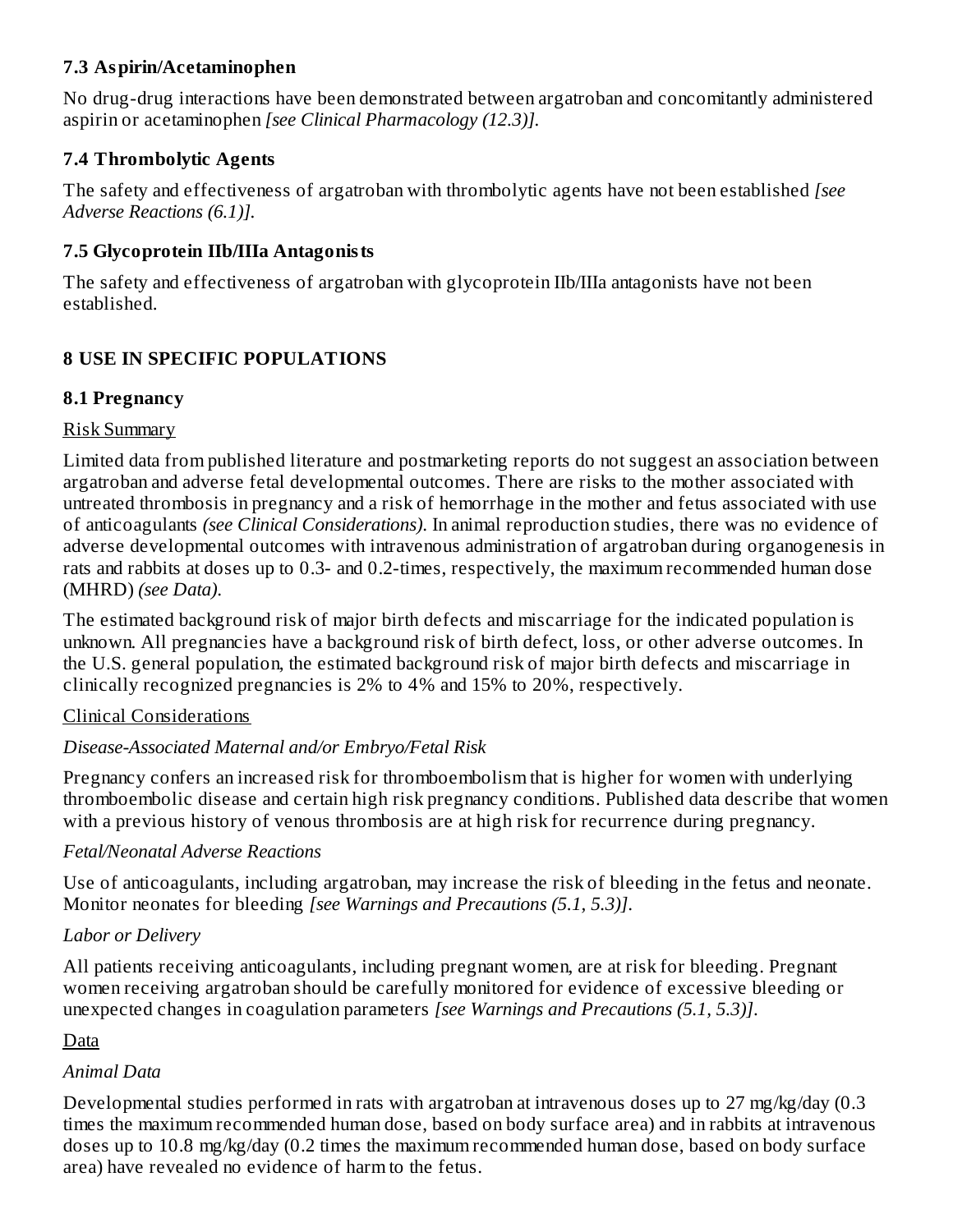### 7.3 Aspirin/Acetaminophen

No drug-drug interactions have been demonstrated between argatroban and concomitantly administered aspirin or acetaminophen *[see Clinical Pharmacology (12.3)]*.

### 7.4 Thrombolytic Agents

The safety and effectiveness of argatroban with thrombolytic agents have not been established *[see Adverse Reactions (6.1)]*.

### 7.5 Glycoprotein IIb/IIIa Antagonists

The safety and effectiveness of argatroban with glycoprotein IIb/IIIa antagonists have not been established.

## 8 USE IN SPECIFIC POPULATIONS

### 8.1 Pregnancy

Risk Summary

Limited data from published literature and postmarketing reports do not suggest an association between argatroban and adverse fetal developmental outcomes. There are risks to the mother associated with untreated thrombosis in pregnancy and a risk of hemorrhage in the mother and fetus associated with use of anticoagulants *(see Clinical Considerations)*. In animal reproduction studies, there was no evidence of adverse developmental outcomes with intravenous administration of argatroban during organogenesis in rats and rabbits at doses up to 0.3- and 0.2-times, respectively, the maximum recommended human dose (MHRD) *(see Data)*.

The estimated background risk of major birth defects and miscarriage for the indicated population is unknown. All pregnancies have a background risk of birth defect, loss, or other adverse outcomes. In the U.S. general population, the estimated background risk of major birth defects and miscarriage in clinically recognized pregnancies is 2% to 4% and 15% to 20%, respectively.

Clinical Considerations

*Disease-Associated Maternal and/or Embryo/Fetal Risk*

Pregnancy confers an increased risk for thromboembolism that is higher for women with underlying thromboembolic disease and certain high risk pregnancy conditions. Published data describe that women with a previous history of venous thrombosis are at high risk for recurrence during pregnancy.

*Fetal/Neonatal Adverse Reactions*

Use of anticoagulants, including argatroban, may increase the risk of bleeding in the fetus and neonate. Monitor neonates for bleeding *[see Warnings and Precautions (5.1, 5.3)]*.

*Labor or Delivery*

All patients receiving anticoagulants, including pregnant women, are at risk for bleeding. Pregnant women receiving argatroban should be carefully monitored for evidence of excessive bleeding or unexpected changes in coagulation parameters *[see Warnings and Precautions (5.1, 5.3)]*.

Data

*Animal Data*

Developmental studies performed in rats with argatroban at intravenous doses up to 27 mg/kg/day (0.3 times the maximum recommended human dose, based on body surface area) and in rabbits at intravenous doses up to 10.8 mg/kg/day (0.2 times the maximum recommended human dose, based on body surface area) have revealed no evidence of harm to the fetus.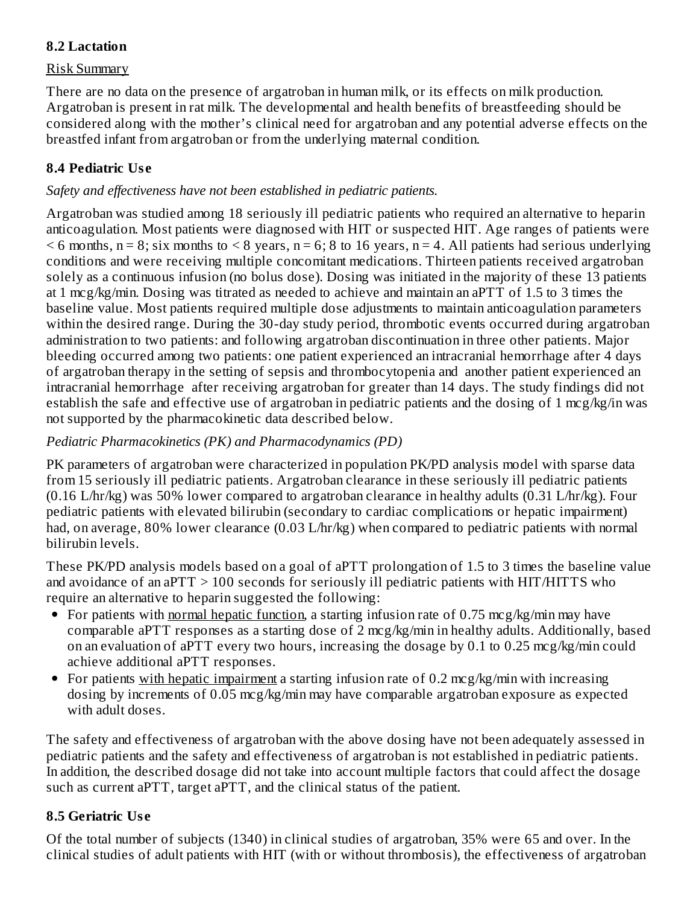### 8.2 Lactation

Risk Summary

There are no data on the presence of argatroban in human milk, or its effects on milk production. Argatroban is present in rat milk. The developmental and health benefits of breastfeeding should be considered along with the mother's clinical need for argatroban and any potential adverse effects on the breastfed infant from argatroban or from the underlying maternal condition.

### 8.4 Pediatric Use

*Safety and effectiveness have not been established in pediatric patients.*

Argatroban was studied among 18 seriously ill pediatric patients who required an alternative to heparin anticoagulation. Most patients were diagnosed with HIT or suspected HIT. Age ranges of patients were < 6 months, n = 8; six months to < 8 years, n = 6; 8 to 16 years, n = 4. All patients had serious underlying conditions and were receiving multiple concomitant medications. Thirteen patients received argatroban solely as a continuous infusion (no bolus dose). Dosing was initiated in the majority of these 13 patients at 1 mcg/kg/min. Dosing was titrated as needed to achieve and maintain an aPTT of 1.5 to 3 times the baseline value. Most patients required multiple dose adjustments to maintain anticoagulation parameters within the desired range. During the 30-day study period, thrombotic events occurred during argatroban administration to two patients: and following argatroban discontinuation in three other patients. Major bleeding occurred among two patients: one patient experienced an intracranial hemorrhage after 4 days of argatroban therapy in the setting of sepsis and thrombocytopenia and another patient experienced an intracranial hemorrhage after receiving argatroban for greater than 14 days. The study findings did not establish the safe and effective use of argatroban in pediatric patients and the dosing of 1 mcg/kg/in was not supported by the pharmacokinetic data described below.

*Pediatric Pharmacokinetics (PK) and Pharmacodynamics (PD)*

PK parameters of argatroban were characterized in population PK/PD analysis model with sparse data from 15 seriously ill pediatric patients. Argatroban clearance in these seriously ill pediatric patients (0.16 L/hr/kg) was 50% lower compared to argatroban clearance in healthy adults (0.31 L/hr/kg). Four pediatric patients with elevated bilirubin (secondary to cardiac complications or hepatic impairment) had, on average, 80% lower clearance (0.03 L/hr/kg) when compared to pediatric patients with normal bilirubin levels.

These PK/PD analysis models based on a goal of aPTT prolongation of 1.5 to 3 times the baseline value and avoidance of an aPTT > 100 seconds for seriously ill pediatric patients with HIT/HITTS who require an alternative to heparin suggested the following:

- For patients with normal hepatic function, a starting infusion rate of 0.75 mcg/kg/min may have comparable aPTT responses as a starting dose of 2 mcg/kg/min in healthy adults. Additionally, based on an evaluation of aPTT every two hours, increasing the dosage by 0.1 to 0.25 mcg/kg/min could achieve additional aPTT responses.
- For patients with hepatic impairment a starting infusion rate of 0.2 mcg/kg/min with increasing dosing by increments of 0.05 mcg/kg/min may have comparable argatroban exposure as expected with adult doses.

The safety and effectiveness of argatroban with the above dosing have not been adequately assessed in pediatric patients and the safety and effectiveness of argatroban is not established in pediatric patients. In addition, the described dosage did not take into account multiple factors that could affect the dosage such as current aPTT, target aPTT, and the clinical status of the patient.

### 8.5 Geriatric Use

Of the total number of subjects (1340) in clinical studies of argatroban, 35% were 65 and over. In the clinical studies of adult patients with HIT (with or without thrombosis), the effectiveness of argatroban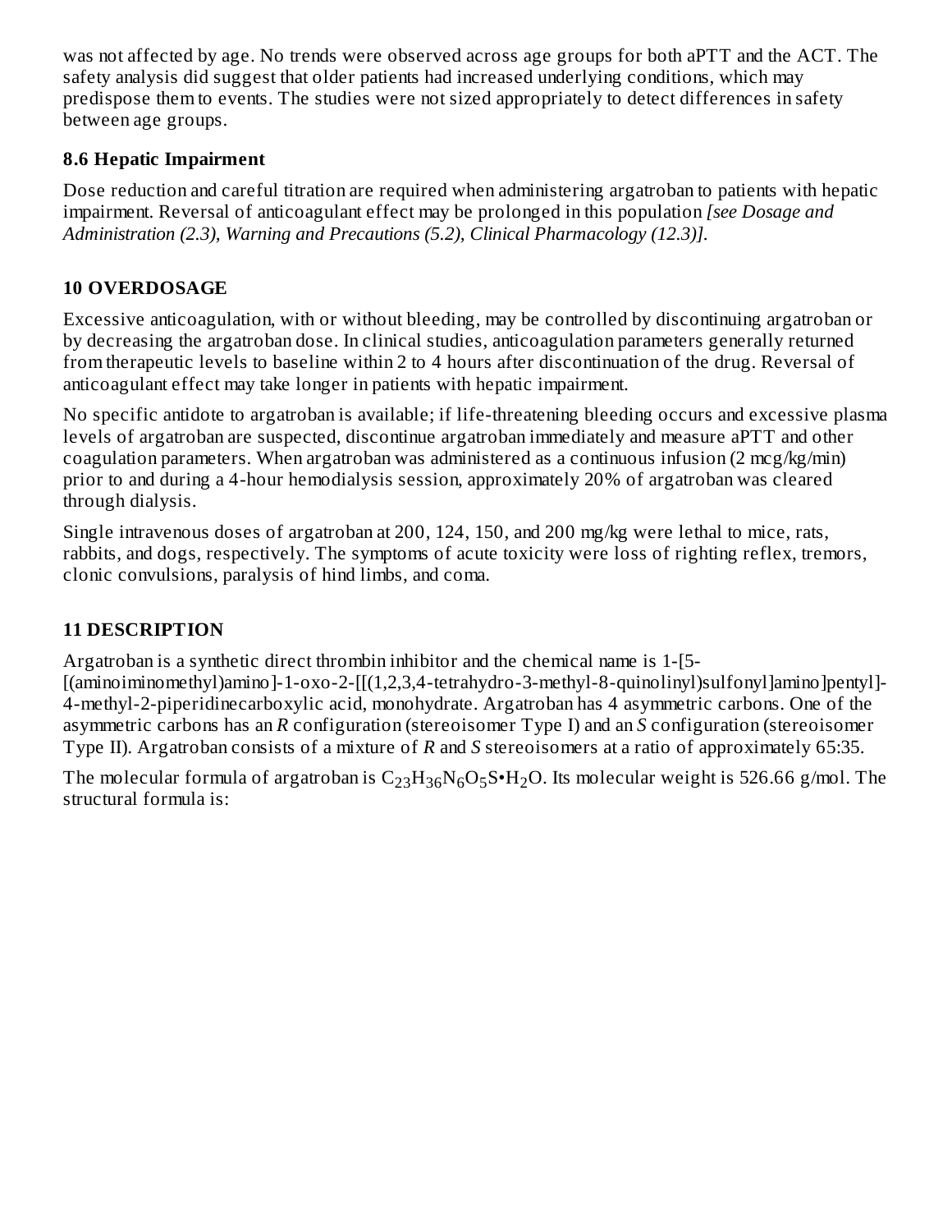was not affected by age. No trends were observed across age groups for both aPTT and the ACT. The safety analysis did suggest that older patients had increased underlying conditions, which may predispose them to events. The studies were not sized appropriately to detect differences in safety between age groups.

### 8.6 Hepatic Impairment

Dose reduction and careful titration are required when administering argatroban to patients with hepatic impairment. Reversal of anticoagulant effect may be prolonged in this population *[see Dosage and Administration (2.3), Warning and Precautions (5.2), Clinical Pharmacology (12.3)].*

## 10 OVERDOSAGE

Excessive anticoagulation, with or without bleeding, may be controlled by discontinuing argatroban or by decreasing the argatroban dose. In clinical studies, anticoagulation parameters generally returned from therapeutic levels to baseline within 2 to 4 hours after discontinuation of the drug. Reversal of anticoagulant effect may take longer in patients with hepatic impairment.

No specific antidote to argatroban is available; if life-threatening bleeding occurs and excessive plasma levels of argatroban are suspected, discontinue argatroban immediately and measure aPTT and other coagulation parameters. When argatroban was administered as a continuous infusion (2 mcg/kg/min) prior to and during a 4-hour hemodialysis session, approximately 20% of argatroban was cleared through dialysis.

Single intravenous doses of argatroban at 200, 124, 150, and 200 mg/kg were lethal to mice, rats, rabbits, and dogs, respectively. The symptoms of acute toxicity were loss of righting reflex, tremors, clonic convulsions, paralysis of hind limbs, and coma.

## 11 DESCRIPTION

Argatroban is a synthetic direct thrombin inhibitor and the chemical name is 1-[5-[(aminoiminomethyl)amino]-1-oxo-2-[[(1,2,3,4-tetrahydro-3-methyl-8-quinolinyl)sulfonyl]amino]pentyl]-4-methyl-2-piperidinecarboxylic acid, monohydrate. Argatroban has 4 asymmetric carbons. One of the asymmetric carbons has an *R* configuration (stereoisomer Type I) and an *S* configuration (stereoisomer Type II). Argatroban consists of a mixture of *R* and *S* stereoisomers at a ratio of approximately 65:35.

The molecular formula of argatroban is $C_{23}H_{36}N_6O_5S•H_2O$. Its molecular weight is 526.66 g/mol. The structural formula is: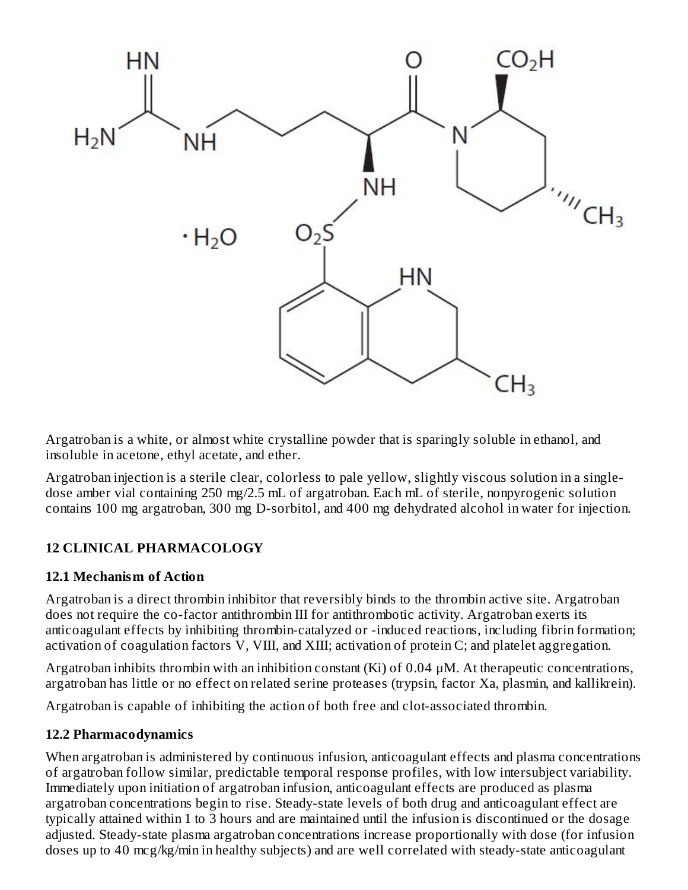Argatroban is a white, or almost white crystalline powder that is sparingly soluble in ethanol, and insoluble in acetone, ethyl acetate, and ether.

Argatroban injection is a sterile clear, colorless to pale yellow, slightly viscous solution in a single-dose amber vial containing 250 mg/2.5 mL of argatroban. Each mL of sterile, nonpyrogenic solution contains 100 mg argatroban, 300 mg D-sorbitol, and 400 mg dehydrated alcohol in water for injection.

## 12 CLINICAL PHARMACOLOGY

### 12.1 Mechanism of Action

Argatroban is a direct thrombin inhibitor that reversibly binds to the thrombin active site. Argatroban does not require the co-factor antithrombin III for antithrombotic activity. Argatroban exerts its anticoagulant effects by inhibiting thrombin-catalyzed or -induced reactions, including fibrin formation; activation of coagulation factors V, VIII, and XIII; activation of protein C; and platelet aggregation.

Argatroban inhibits thrombin with an inhibition constant (Ki) of 0.04 µM. At therapeutic concentrations, argatroban has little or no effect on related serine proteases (trypsin, factor Xa, plasmin, and kallikrein).

Argatroban is capable of inhibiting the action of both free and clot-associated thrombin.

### 12.2 Pharmacodynamics

When argatroban is administered by continuous infusion, anticoagulant effects and plasma concentrations of argatroban follow similar, predictable temporal response profiles, with low intersubject variability. Immediately upon initiation of argatroban infusion, anticoagulant effects are produced as plasma argatroban concentrations begin to rise. Steady-state levels of both drug and anticoagulant effect are typically attained within 1 to 3 hours and are maintained until the infusion is discontinued or the dosage adjusted. Steady-state plasma argatroban concentrations increase proportionally with dose (for infusion doses up to 40 mcg/kg/min in healthy subjects) and are well correlated with steady-state anticoagulant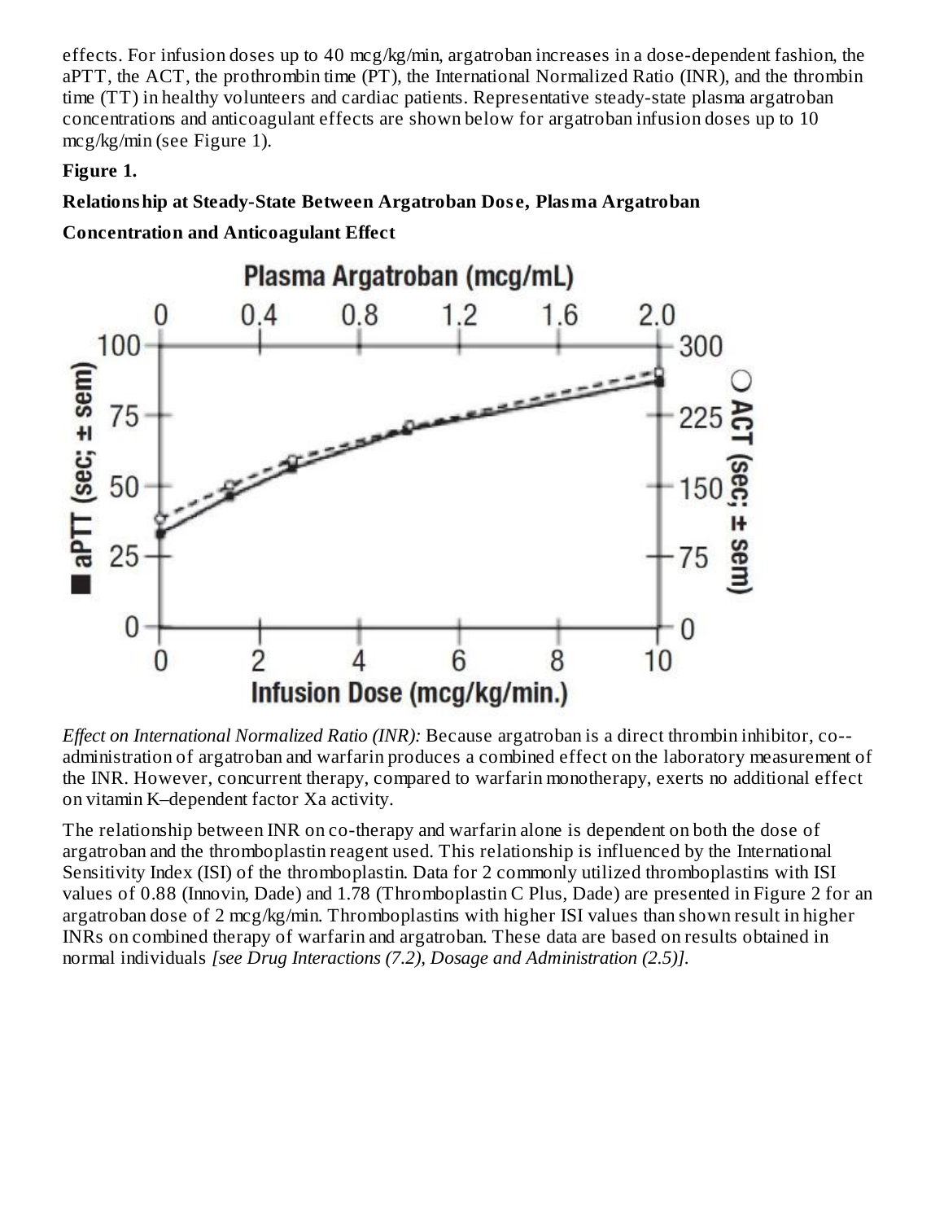effects. For infusion doses up to 40 mcg/kg/min, argatroban increases in a dose-dependent fashion, the aPTT, the ACT, the prothrombin time (PT), the International Normalized Ratio (INR), and the thrombin time (TT) in healthy volunteers and cardiac patients. Representative steady-state plasma argatroban concentrations and anticoagulant effects are shown below for argatroban infusion doses up to 10 mcg/kg/min (see Figure 1).

**Figure 1.**

**Relationship at Steady-State Between Argatroban Dose, Plasma Argatroban Concentration and Anticoagulant Effect**

*Effect on International Normalized Ratio (INR):* Because argatroban is a direct thrombin inhibitor, co--administration of argatroban and warfarin produces a combined effect on the laboratory measurement of the INR. However, concurrent therapy, compared to warfarin monotherapy, exerts no additional effect on vitamin K–dependent factor Xa activity.

The relationship between INR on co-therapy and warfarin alone is dependent on both the dose of argatroban and the thromboplastin reagent used. This relationship is influenced by the International Sensitivity Index (ISI) of the thromboplastin. Data for 2 commonly utilized thromboplastins with ISI values of 0.88 (Innovin, Dade) and 1.78 (Thromboplastin C Plus, Dade) are presented in Figure 2 for an argatroban dose of 2 mcg/kg/min. Thromboplastins with higher ISI values than shown result in higher INRs on combined therapy of warfarin and argatroban. These data are based on results obtained in normal individuals *[see Drug Interactions (7.2), Dosage and Administration (2.5)]*.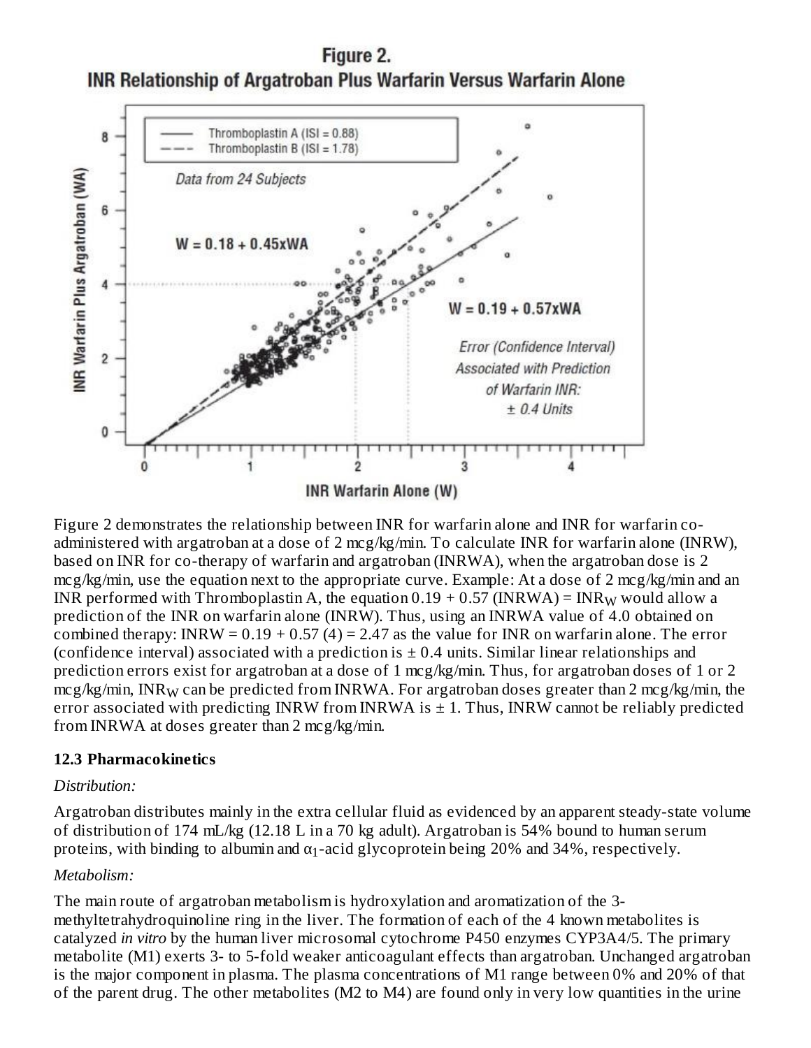**Figure 2.**
**INR Relationship of Argatroban Plus Warfarin Versus Warfarin Alone**

Figure 2 demonstrates the relationship between INR for warfarin alone and INR for warfarin co-administered with argatroban at a dose of 2 mcg/kg/min. To calculate INR for warfarin alone (INRW), based on INR for co-therapy of warfarin and argatroban (INRWA), when the argatroban dose is 2 mcg/kg/min, use the equation next to the appropriate curve. Example: At a dose of 2 mcg/kg/min and an INR performed with Thromboplastin A, the equation 0.19 + 0.57 (INRWA) = $INR_W$ would allow a prediction of the INR on warfarin alone (INRW). Thus, using an INRWA value of 4.0 obtained on combined therapy: INRW = 0.19 + 0.57 (4) = 2.47 as the value for INR on warfarin alone. The error (confidence interval) associated with a prediction is ± 0.4 units. Similar linear relationships and prediction errors exist for argatroban at a dose of 1 mcg/kg/min. Thus, for argatroban doses of 1 or 2 mcg/kg/min, $INR_W$ can be predicted from INRWA. For argatroban doses greater than 2 mcg/kg/min, the error associated with predicting INRW from INRWA is ± 1. Thus, INRW cannot be reliably predicted from INRWA at doses greater than 2 mcg/kg/min.

### 12.3 Pharmacokinetics

*Distribution:*

Argatroban distributes mainly in the extra cellular fluid as evidenced by an apparent steady-state volume of distribution of 174 mL/kg (12.18 L in a 70 kg adult). Argatroban is 54% bound to human serum proteins, with binding to albumin and $\alpha_1$-acid glycoprotein being 20% and 34%, respectively.

*Metabolism:*

The main route of argatroban metabolism is hydroxylation and aromatization of the 3-methyltetrahydroquinoline ring in the liver. The formation of each of the 4 known metabolites is catalyzed *in vitro* by the human liver microsomal cytochrome P450 enzymes CYP3A4/5. The primary metabolite (M1) exerts 3- to 5-fold weaker anticoagulant effects than argatroban. Unchanged argatroban is the major component in plasma. The plasma concentrations of M1 range between 0% and 20% of that of the parent drug. The other metabolites (M2 to M4) are found only in very low quantities in the urine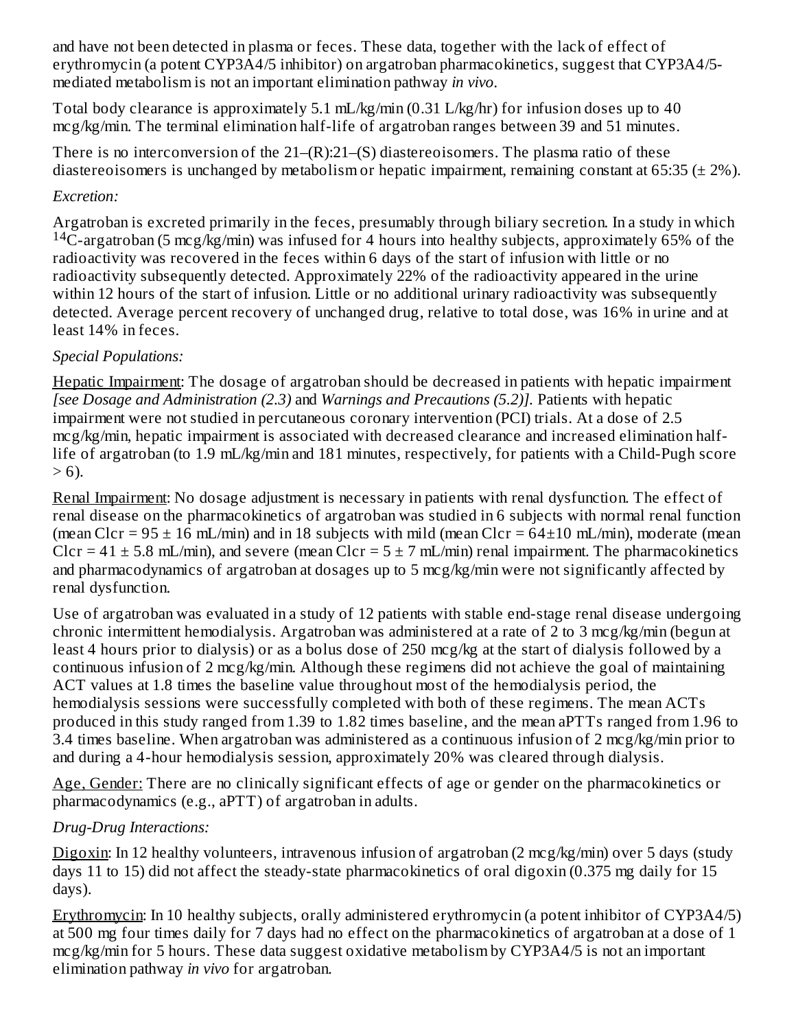and have not been detected in plasma or feces. These data, together with the lack of effect of erythromycin (a potent CYP3A4/5 inhibitor) on argatroban pharmacokinetics, suggest that CYP3A4/5-mediated metabolism is not an important elimination pathway *in vivo*.

Total body clearance is approximately 5.1 mL/kg/min (0.31 L/kg/hr) for infusion doses up to 40 mcg/kg/min. The terminal elimination half-life of argatroban ranges between 39 and 51 minutes.

There is no interconversion of the 21–(R):21–(S) diastereoisomers. The plasma ratio of these diastereoisomers is unchanged by metabolism or hepatic impairment, remaining constant at 65:35 (± 2%).

*Excretion:*

Argatroban is excreted primarily in the feces, presumably through biliary secretion. In a study in which $^{14}C$-argatroban (5 mcg/kg/min) was infused for 4 hours into healthy subjects, approximately 65% of the radioactivity was recovered in the feces within 6 days of the start of infusion with little or no radioactivity subsequently detected. Approximately 22% of the radioactivity appeared in the urine within 12 hours of the start of infusion. Little or no additional urinary radioactivity was subsequently detected. Average percent recovery of unchanged drug, relative to total dose, was 16% in urine and at least 14% in feces.

*Special Populations:*

Hepatic Impairment: The dosage of argatroban should be decreased in patients with hepatic impairment *[see Dosage and Administration (2.3)* and *Warnings and Precautions (5.2)]*. Patients with hepatic impairment were not studied in percutaneous coronary intervention (PCI) trials. At a dose of 2.5 mcg/kg/min, hepatic impairment is associated with decreased clearance and increased elimination half-life of argatroban (to 1.9 mL/kg/min and 181 minutes, respectively, for patients with a Child-Pugh score > 6).

Renal Impairment: No dosage adjustment is necessary in patients with renal dysfunction. The effect of renal disease on the pharmacokinetics of argatroban was studied in 6 subjects with normal renal function (mean Clcr = 95 ± 16 mL/min) and in 18 subjects with mild (mean Clcr = 64±10 mL/min), moderate (mean Clcr = 41 ± 5.8 mL/min), and severe (mean Clcr = 5 ± 7 mL/min) renal impairment. The pharmacokinetics and pharmacodynamics of argatroban at dosages up to 5 mcg/kg/min were not significantly affected by renal dysfunction.

Use of argatroban was evaluated in a study of 12 patients with stable end-stage renal disease undergoing chronic intermittent hemodialysis. Argatroban was administered at a rate of 2 to 3 mcg/kg/min (begun at least 4 hours prior to dialysis) or as a bolus dose of 250 mcg/kg at the start of dialysis followed by a continuous infusion of 2 mcg/kg/min. Although these regimens did not achieve the goal of maintaining ACT values at 1.8 times the baseline value throughout most of the hemodialysis period, the hemodialysis sessions were successfully completed with both of these regimens. The mean ACTs produced in this study ranged from 1.39 to 1.82 times baseline, and the mean aPTTs ranged from 1.96 to 3.4 times baseline. When argatroban was administered as a continuous infusion of 2 mcg/kg/min prior to and during a 4-hour hemodialysis session, approximately 20% was cleared through dialysis.

Age, Gender: There are no clinically significant effects of age or gender on the pharmacokinetics or pharmacodynamics (e.g., aPTT) of argatroban in adults.

*Drug-Drug Interactions:*

Digoxin: In 12 healthy volunteers, intravenous infusion of argatroban (2 mcg/kg/min) over 5 days (study days 11 to 15) did not affect the steady-state pharmacokinetics of oral digoxin (0.375 mg daily for 15 days).

Erythromycin: In 10 healthy subjects, orally administered erythromycin (a potent inhibitor of CYP3A4/5) at 500 mg four times daily for 7 days had no effect on the pharmacokinetics of argatroban at a dose of 1 mcg/kg/min for 5 hours. These data suggest oxidative metabolism by CYP3A4/5 is not an important elimination pathway *in vivo* for argatroban.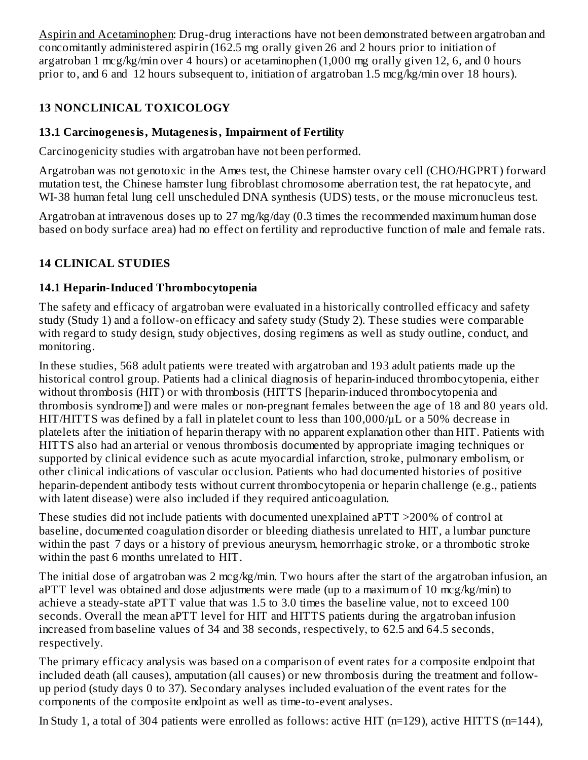Aspirin and Acetaminophen: Drug-drug interactions have not been demonstrated between argatroban and concomitantly administered aspirin (162.5 mg orally given 26 and 2 hours prior to initiation of argatroban 1 mcg/kg/min over 4 hours) or acetaminophen (1,000 mg orally given 12, 6, and 0 hours prior to, and 6 and 12 hours subsequent to, initiation of argatroban 1.5 mcg/kg/min over 18 hours).

## 13 NONCLINICAL TOXICOLOGY

### 13.1 Carcinogenesis, Mutagenesis, Impairment of Fertility

Carcinogenicity studies with argatroban have not been performed.

Argatroban was not genotoxic in the Ames test, the Chinese hamster ovary cell (CHO/HGPRT) forward mutation test, the Chinese hamster lung fibroblast chromosome aberration test, the rat hepatocyte, and WI-38 human fetal lung cell unscheduled DNA synthesis (UDS) tests, or the mouse micronucleus test.

Argatroban at intravenous doses up to 27 mg/kg/day (0.3 times the recommended maximum human dose based on body surface area) had no effect on fertility and reproductive function of male and female rats.

## 14 CLINICAL STUDIES

### 14.1 Heparin-Induced Thrombocytopenia

The safety and efficacy of argatroban were evaluated in a historically controlled efficacy and safety study (Study 1) and a follow-on efficacy and safety study (Study 2). These studies were comparable with regard to study design, study objectives, dosing regimens as well as study outline, conduct, and monitoring.

In these studies, 568 adult patients were treated with argatroban and 193 adult patients made up the historical control group. Patients had a clinical diagnosis of heparin-induced thrombocytopenia, either without thrombosis (HIT) or with thrombosis (HITTS [heparin-induced thrombocytopenia and thrombosis syndrome]) and were males or non-pregnant females between the age of 18 and 80 years old. HIT/HITTS was defined by a fall in platelet count to less than 100,000/μL or a 50% decrease in platelets after the initiation of heparin therapy with no apparent explanation other than HIT. Patients with HITTS also had an arterial or venous thrombosis documented by appropriate imaging techniques or supported by clinical evidence such as acute myocardial infarction, stroke, pulmonary embolism, or other clinical indications of vascular occlusion. Patients who had documented histories of positive heparin-dependent antibody tests without current thrombocytopenia or heparin challenge (e.g., patients with latent disease) were also included if they required anticoagulation.

These studies did not include patients with documented unexplained aPTT >200% of control at baseline, documented coagulation disorder or bleeding diathesis unrelated to HIT, a lumbar puncture within the past 7 days or a history of previous aneurysm, hemorrhagic stroke, or a thrombotic stroke within the past 6 months unrelated to HIT.

The initial dose of argatroban was 2 mcg/kg/min. Two hours after the start of the argatroban infusion, an aPTT level was obtained and dose adjustments were made (up to a maximum of 10 mcg/kg/min) to achieve a steady-state aPTT value that was 1.5 to 3.0 times the baseline value, not to exceed 100 seconds. Overall the mean aPTT level for HIT and HITTS patients during the argatroban infusion increased from baseline values of 34 and 38 seconds, respectively, to 62.5 and 64.5 seconds, respectively.

The primary efficacy analysis was based on a comparison of event rates for a composite endpoint that included death (all causes), amputation (all causes) or new thrombosis during the treatment and follow-up period (study days 0 to 37). Secondary analyses included evaluation of the event rates for the components of the composite endpoint as well as time-to-event analyses.

In Study 1, a total of 304 patients were enrolled as follows: active HIT (n=129), active HITTS (n=144),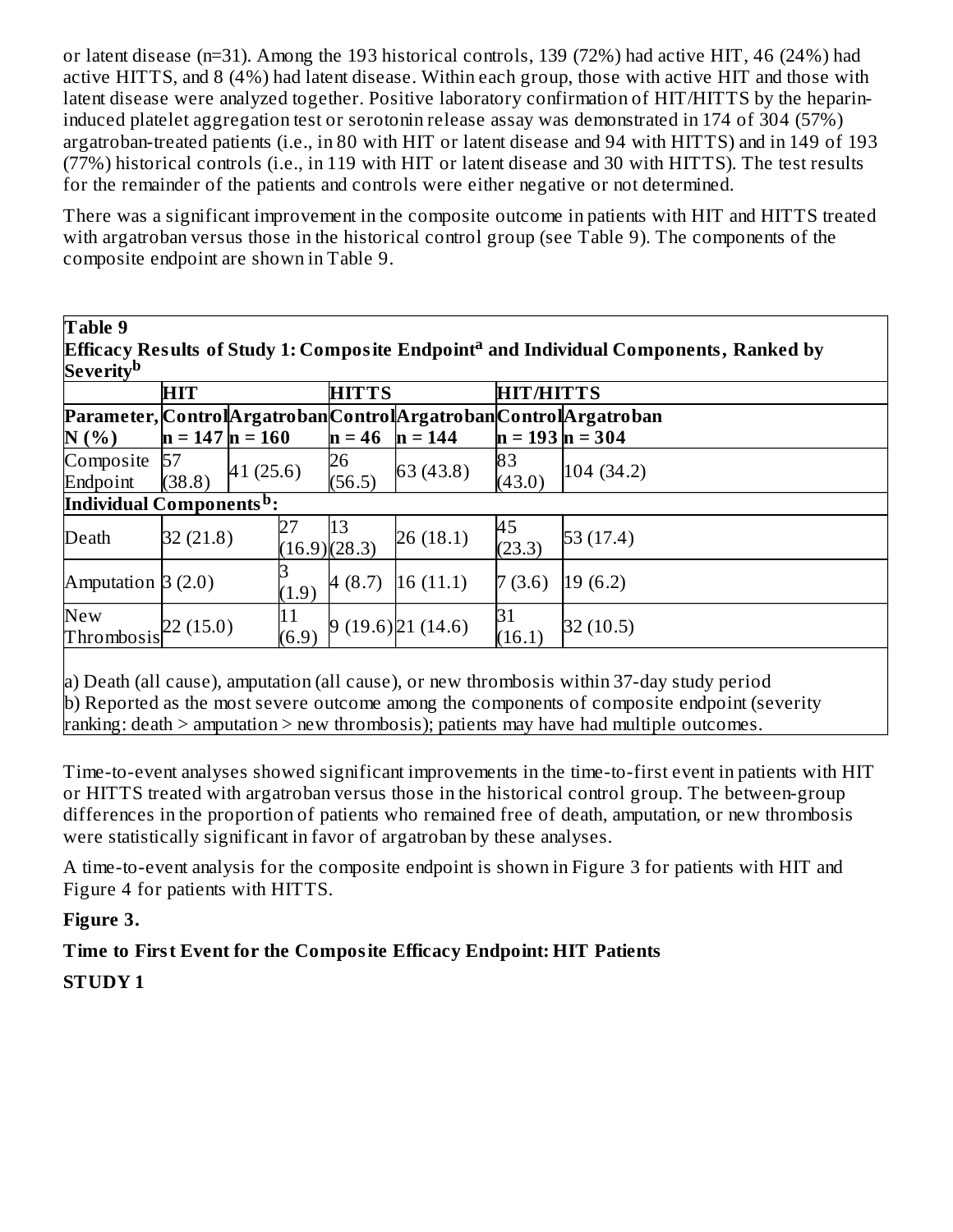or latent disease (n=31). Among the 193 historical controls, 139 (72%) had active HIT, 46 (24%) had active HITTS, and 8 (4%) had latent disease. Within each group, those with active HIT and those with latent disease were analyzed together. Positive laboratory confirmation of HIT/HITTS by the heparin-induced platelet aggregation test or serotonin release assay was demonstrated in 174 of 304 (57%) argatroban-treated patients (i.e., in 80 with HIT or latent disease and 94 with HITTS) and in 149 of 193 (77%) historical controls (i.e., in 119 with HIT or latent disease and 30 with HITTS). The test results for the remainder of the patients and controls were either negative or not determined.

There was a significant improvement in the composite outcome in patients with HIT and HITTS treated with argatroban versus those in the historical control group (see Table 9). The components of the composite endpoint are shown in Table 9.

**Table 9**
**Efficacy Results of Study 1: Composite Endpoint[a] and Individual Components, Ranked by Severity[b]**

| | HIT | | HITTS | | HIT/HITTS | |
|---|---|---|---|---|---|---|
| **Parameter, N (%)** | **Control n = 147** | **Argatroban n = 160** | **Control n = 46** | **Argatroban n = 144** | **Control n = 193** | **Argatroban n = 304** |
| Composite Endpoint | 57 (38.8) | 41 (25.6) | 26 (56.5) | 63 (43.8) | 83 (43.0) | 104 (34.2) |
| **Individual Components[b]:** | | | | | | |
| Death | 32 (21.8) | 27 (16.9) | 13 (28.3) | 26 (18.1) | 45 (23.3) | 53 (17.4) |
| Amputation | 3 (2.0) | 3 (1.9) | 4 (8.7) | 16 (11.1) | 7 (3.6) | 19 (6.2) |
| New Thrombosis | 22 (15.0) | 11 (6.9) | 9 (19.6) | 21 (14.6) | 31 (16.1) | 32 (10.5) |

a) Death (all cause), amputation (all cause), or new thrombosis within 37-day study period
b) Reported as the most severe outcome among the components of composite endpoint (severity ranking: death > amputation > new thrombosis); patients may have had multiple outcomes.

Time-to-event analyses showed significant improvements in the time-to-first event in patients with HIT or HITTS treated with argatroban versus those in the historical control group. The between-group differences in the proportion of patients who remained free of death, amputation, or new thrombosis were statistically significant in favor of argatroban by these analyses.

A time-to-event analysis for the composite endpoint is shown in Figure 3 for patients with HIT and Figure 4 for patients with HITTS.

**Figure 3.**

**Time to First Event for the Composite Efficacy Endpoint: HIT Patients**

**STUDY 1**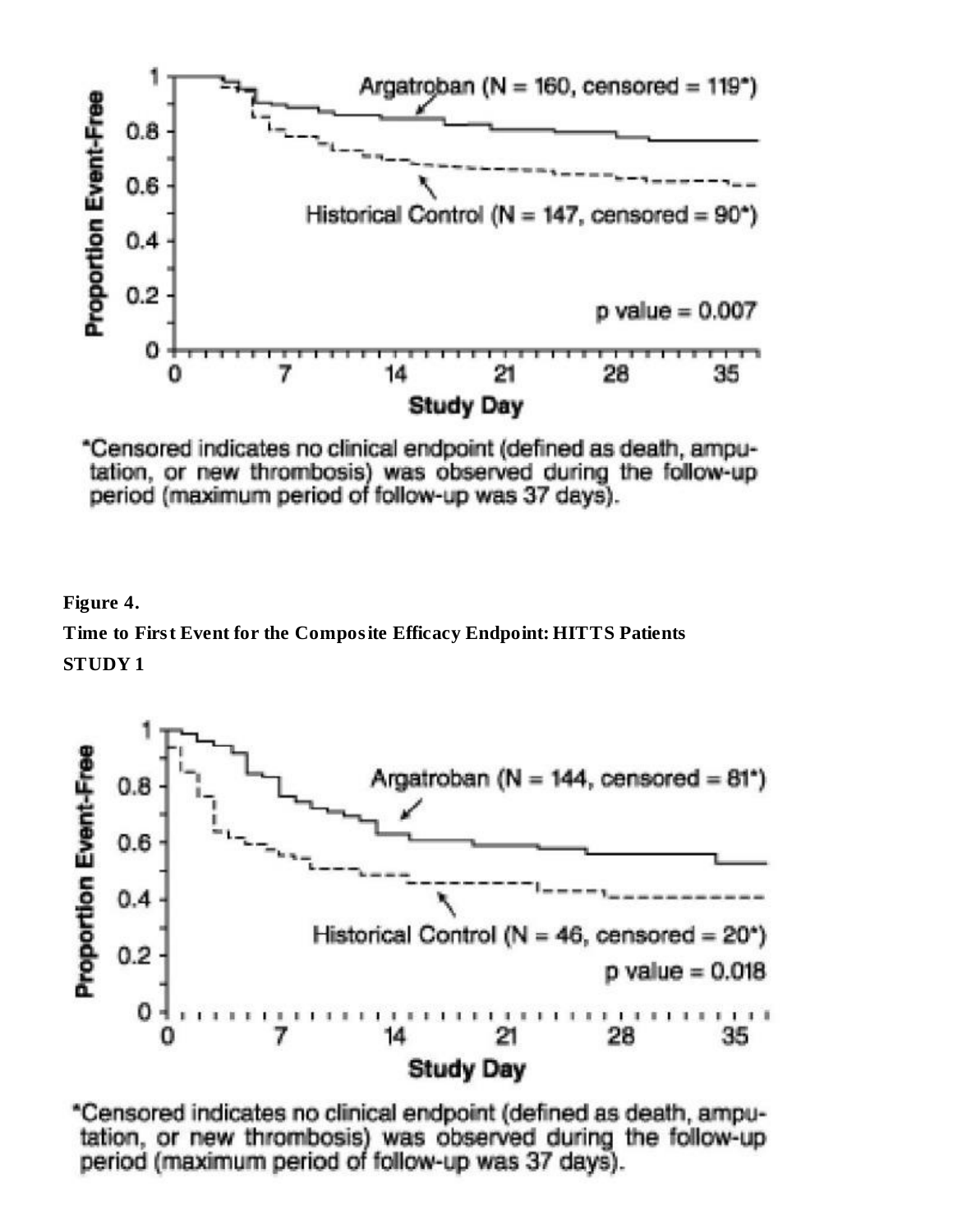*Censored indicates no clinical endpoint (defined as death, amputation, or new thrombosis) was observed during the follow-up period (maximum period of follow-up was 37 days).

**Figure 4.**

**Time to First Event for the Composite Efficacy Endpoint: HITTS Patients**

**STUDY 1**

*Censored indicates no clinical endpoint (defined as death, amputation, or new thrombosis) was observed during the follow-up period (maximum period of follow-up was 37 days).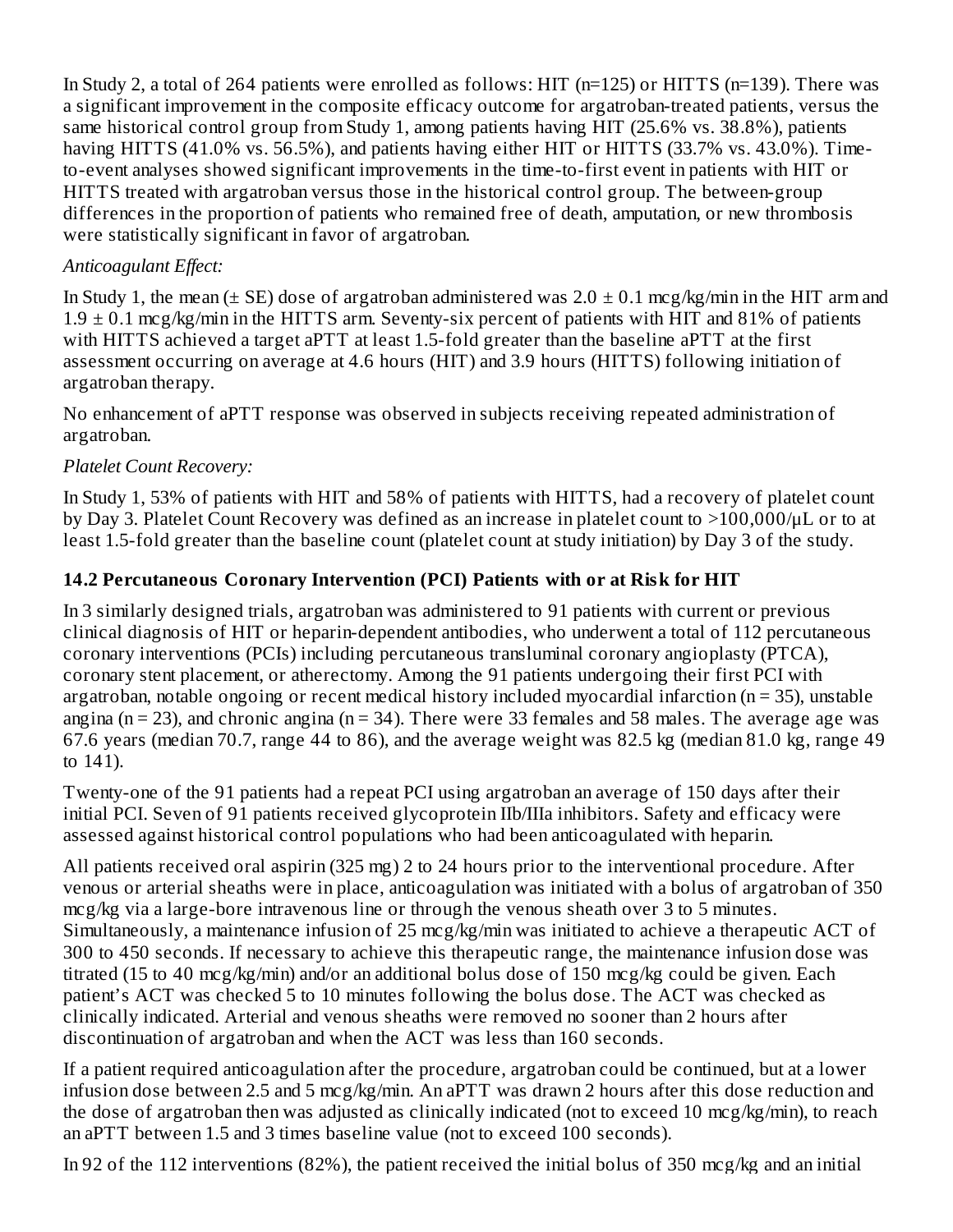In Study 2, a total of 264 patients were enrolled as follows: HIT (n=125) or HITTS (n=139). There was a significant improvement in the composite efficacy outcome for argatroban-treated patients, versus the same historical control group from Study 1, among patients having HIT (25.6% vs. 38.8%), patients having HITTS (41.0% vs. 56.5%), and patients having either HIT or HITTS (33.7% vs. 43.0%). Time-to-event analyses showed significant improvements in the time-to-first event in patients with HIT or HITTS treated with argatroban versus those in the historical control group. The between-group differences in the proportion of patients who remained free of death, amputation, or new thrombosis were statistically significant in favor of argatroban.

*Anticoagulant Effect:*

In Study 1, the mean (± SE) dose of argatroban administered was 2.0 ± 0.1 mcg/kg/min in the HIT arm and 1.9 ± 0.1 mcg/kg/min in the HITTS arm. Seventy-six percent of patients with HIT and 81% of patients with HITTS achieved a target aPTT at least 1.5-fold greater than the baseline aPTT at the first assessment occurring on average at 4.6 hours (HIT) and 3.9 hours (HITTS) following initiation of argatroban therapy.

No enhancement of aPTT response was observed in subjects receiving repeated administration of argatroban.

*Platelet Count Recovery:*

In Study 1, 53% of patients with HIT and 58% of patients with HITTS, had a recovery of platelet count by Day 3. Platelet Count Recovery was defined as an increase in platelet count to >100,000/µL or to at least 1.5-fold greater than the baseline count (platelet count at study initiation) by Day 3 of the study.

### 14.2 Percutaneous Coronary Intervention (PCI) Patients with or at Risk for HIT

In 3 similarly designed trials, argatroban was administered to 91 patients with current or previous clinical diagnosis of HIT or heparin-dependent antibodies, who underwent a total of 112 percutaneous coronary interventions (PCIs) including percutaneous transluminal coronary angioplasty (PTCA), coronary stent placement, or atherectomy. Among the 91 patients undergoing their first PCI with argatroban, notable ongoing or recent medical history included myocardial infarction (n = 35), unstable angina (n = 23), and chronic angina (n = 34). There were 33 females and 58 males. The average age was 67.6 years (median 70.7, range 44 to 86), and the average weight was 82.5 kg (median 81.0 kg, range 49 to 141).

Twenty-one of the 91 patients had a repeat PCI using argatroban an average of 150 days after their initial PCI. Seven of 91 patients received glycoprotein IIb/IIIa inhibitors. Safety and efficacy were assessed against historical control populations who had been anticoagulated with heparin.

All patients received oral aspirin (325 mg) 2 to 24 hours prior to the interventional procedure. After venous or arterial sheaths were in place, anticoagulation was initiated with a bolus of argatroban of 350 mcg/kg via a large-bore intravenous line or through the venous sheath over 3 to 5 minutes. Simultaneously, a maintenance infusion of 25 mcg/kg/min was initiated to achieve a therapeutic ACT of 300 to 450 seconds. If necessary to achieve this therapeutic range, the maintenance infusion dose was titrated (15 to 40 mcg/kg/min) and/or an additional bolus dose of 150 mcg/kg could be given. Each patient's ACT was checked 5 to 10 minutes following the bolus dose. The ACT was checked as clinically indicated. Arterial and venous sheaths were removed no sooner than 2 hours after discontinuation of argatroban and when the ACT was less than 160 seconds.

If a patient required anticoagulation after the procedure, argatroban could be continued, but at a lower infusion dose between 2.5 and 5 mcg/kg/min. An aPTT was drawn 2 hours after this dose reduction and the dose of argatroban then was adjusted as clinically indicated (not to exceed 10 mcg/kg/min), to reach an aPTT between 1.5 and 3 times baseline value (not to exceed 100 seconds).

In 92 of the 112 interventions (82%), the patient received the initial bolus of 350 mcg/kg and an initial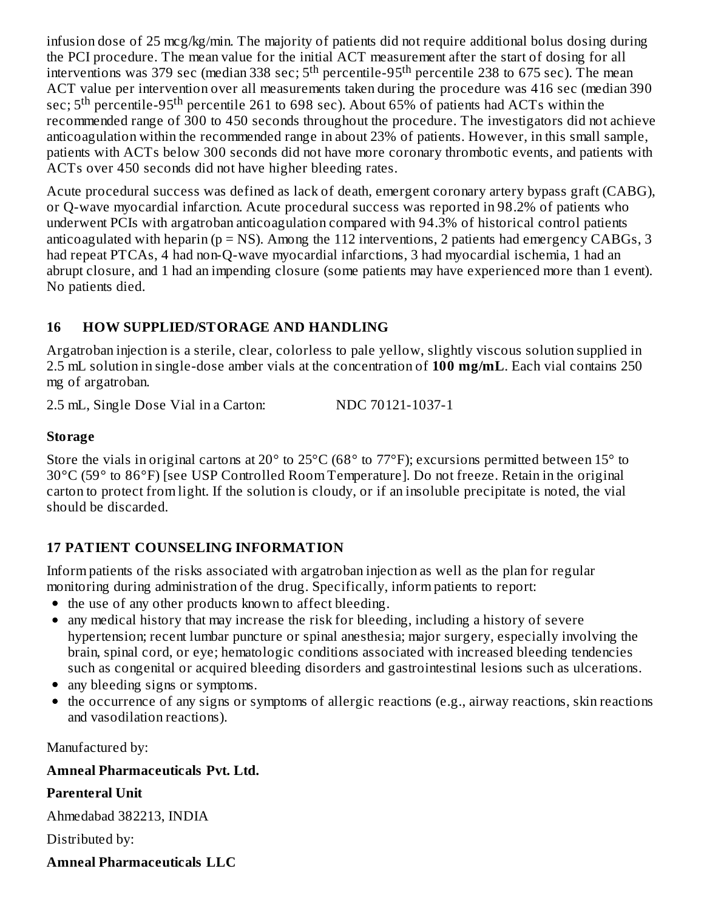infusion dose of 25 mcg/kg/min. The majority of patients did not require additional bolus dosing during the PCI procedure. The mean value for the initial ACT measurement after the start of dosing for all interventions was 379 sec (median 338 sec; 5$^{th}$ percentile-95$^{th}$ percentile 238 to 675 sec). The mean ACT value per intervention over all measurements taken during the procedure was 416 sec (median 390 sec; 5$^{th}$ percentile-95$^{th}$ percentile 261 to 698 sec). About 65% of patients had ACTs within the recommended range of 300 to 450 seconds throughout the procedure. The investigators did not achieve anticoagulation within the recommended range in about 23% of patients. However, in this small sample, patients with ACTs below 300 seconds did not have more coronary thrombotic events, and patients with ACTs over 450 seconds did not have higher bleeding rates.

Acute procedural success was defined as lack of death, emergent coronary artery bypass graft (CABG), or Q-wave myocardial infarction. Acute procedural success was reported in 98.2% of patients who underwent PCIs with argatroban anticoagulation compared with 94.3% of historical control patients anticoagulated with heparin (p = NS). Among the 112 interventions, 2 patients had emergency CABGs, 3 had repeat PTCAs, 4 had non-Q-wave myocardial infarctions, 3 had myocardial ischemia, 1 had an abrupt closure, and 1 had an impending closure (some patients may have experienced more than 1 event). No patients died.

## 16 HOW SUPPLIED/STORAGE AND HANDLING

Argatroban injection is a sterile, clear, colorless to pale yellow, slightly viscous solution supplied in 2.5 mL solution in single-dose amber vials at the concentration of **100 mg/mL**. Each vial contains 250 mg of argatroban.

2.5 mL, Single Dose Vial in a Carton: NDC 70121-1037-1

**Storage**

Store the vials in original cartons at 20° to 25°C (68° to 77°F); excursions permitted between 15° to 30°C (59° to 86°F) [see USP Controlled Room Temperature]. Do not freeze. Retain in the original carton to protect from light. If the solution is cloudy, or if an insoluble precipitate is noted, the vial should be discarded.

## 17 PATIENT COUNSELING INFORMATION

Inform patients of the risks associated with argatroban injection as well as the plan for regular monitoring during administration of the drug. Specifically, inform patients to report:

- the use of any other products known to affect bleeding.
- any medical history that may increase the risk for bleeding, including a history of severe hypertension; recent lumbar puncture or spinal anesthesia; major surgery, especially involving the brain, spinal cord, or eye; hematologic conditions associated with increased bleeding tendencies such as congenital or acquired bleeding disorders and gastrointestinal lesions such as ulcerations.
- any bleeding signs or symptoms.
- the occurrence of any signs or symptoms of allergic reactions (e.g., airway reactions, skin reactions and vasodilation reactions).

Manufactured by:

**Amneal Pharmaceuticals Pvt. Ltd.**

**Parenteral Unit**

Ahmedabad 382213, INDIA

Distributed by:

**Amneal Pharmaceuticals LLC**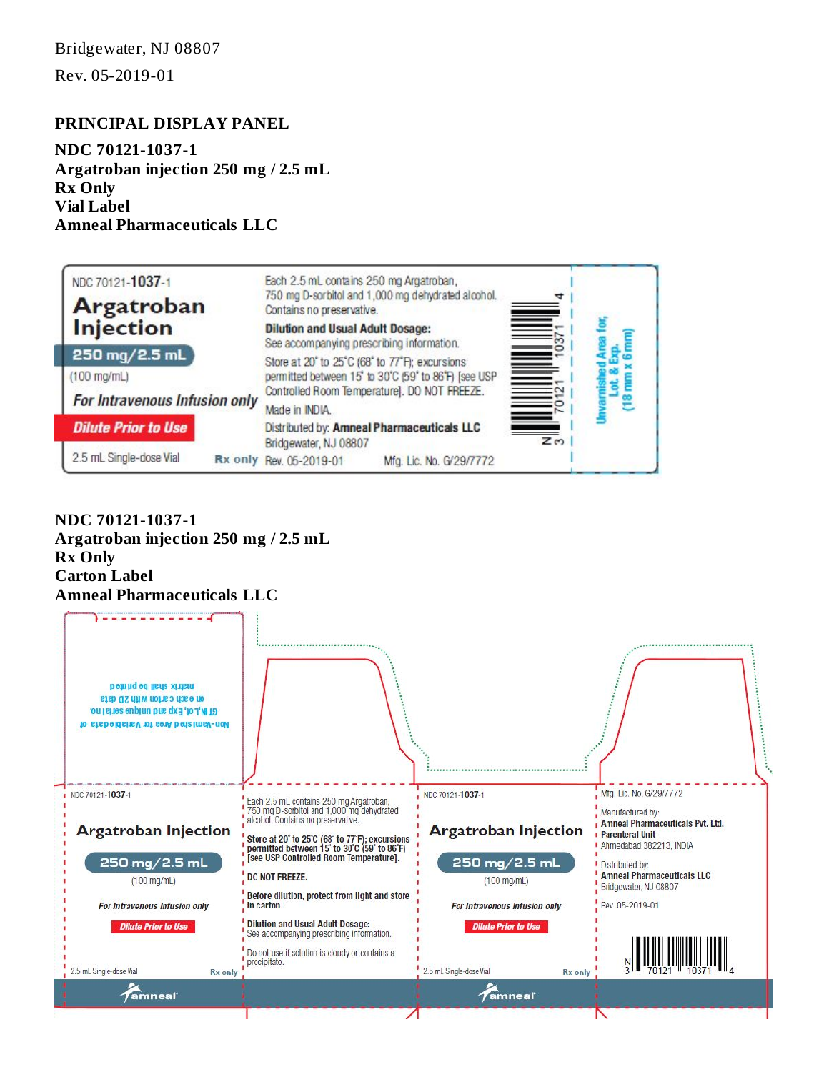Bridgewater, NJ 08807

Rev. 05-2019-01

## PRINCIPAL DISPLAY PANEL

**NDC 70121-1037-1**
**Argatroban injection 250 mg / 2.5 mL**
**Rx Only**
**Vial Label**
**Amneal Pharmaceuticals LLC**

NDC 70121-**1037**-1

**Argatroban Injection**

**250 mg/2.5 mL**

(100 mg/mL)

***For Intravenous Infusion only***

***Dilute Prior to Use***

2.5 mL Single-dose Vial

**Rx only**

Each 2.5 mL contains 250 mg Argatroban, 750 mg D-sorbitol and 1,000 mg dehydrated alcohol. Contains no preservative.

**Dilution and Usual Adult Dosage:**
See accompanying prescribing information.

Store at 20° to 25°C (68° to 77°F); excursions permitted between 15° to 30°C (59° to 86°F) [see USP Controlled Room Temperature]. DO NOT FREEZE.

Made in INDIA.

Distributed by: **Amneal Pharmaceuticals LLC**
Bridgewater, NJ 08807

Rev. 05-2019-01 Mfg. Lic. No. G/29/7772

N 3 70121 10371 4

Unvarnished Area for, Lot. & Exp. (18 mm x 6 mm)

**NDC 70121-1037-1**
**Argatroban injection 250 mg / 2.5 mL**
**Rx Only**
**Carton Label**
**Amneal Pharmaceuticals LLC**

Non-Varnished area for Variable data of GTIN, Lot, Exp and unique serial no. on each carton with 2D data matrix shall be printed

NDC 70121-**1037**-1

**Argatroban Injection**

**250 mg/2.5 mL**

(100 mg/mL)

***For Intravenous Infusion only***

***Dilute Prior to Use***

2.5 mL Single-dose Vial **Rx only**

amneal

Each 2.5 mL contains 250 mg Argatroban, 750 mg D-sorbitol and 1,000 mg dehydrated alcohol. Contains no preservative.

**Store at 20° to 25°C (68° to 77°F); excursions permitted between 15° to 30°C (59° to 86°F) [see USP Controlled Room Temperature].**

**DO NOT FREEZE.**

**Before dilution, protect from light and store in carton.**

**Dilution and Usual Adult Dosage:**
See accompanying prescribing information.

Do not use if solution is cloudy or contains a precipitate.

NDC 70121-**1037**-1

**Argatroban Injection**

**250 mg/2.5 mL**

(100 mg/mL)

***For Intravenous Infusion only***

***Dilute Prior to Use***

2.5 mL Single-dose Vial **Rx only**

amneal

Mfg. Lic. No. G/29/7772

Manufactured by:
**Amneal Pharmaceuticals Pvt. Ltd.**
**Parenteral Unit**
Ahmedabad 382213, INDIA

Distributed by:
**Amneal Pharmaceuticals LLC**
Bridgewater, NJ 08807

Rev. 05-2019-01

N 3 70121 10371 4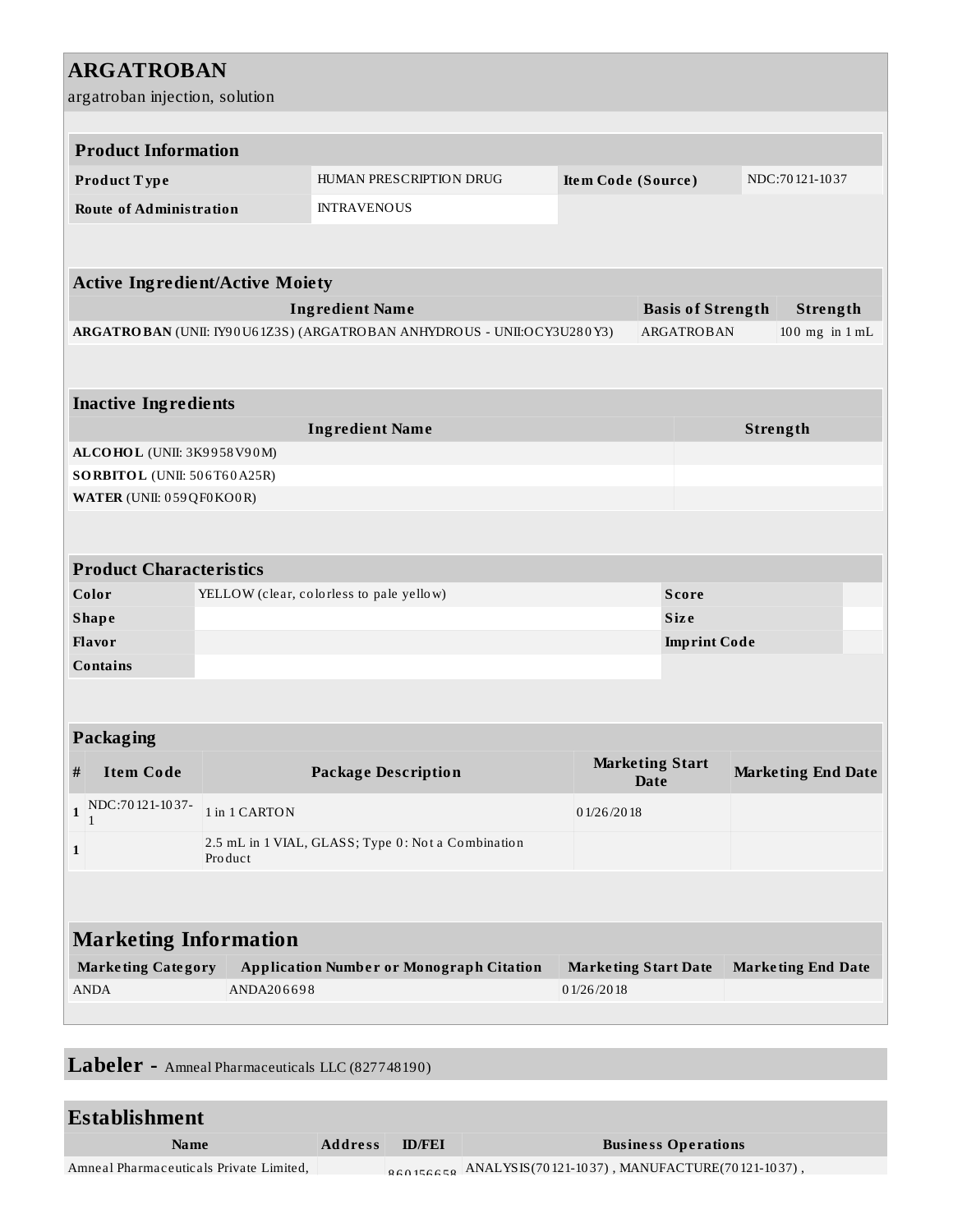# ARGATROBAN

argatroban injection, solution

## Product Information

| Product Type | HUMAN PRESCRIPTION DRUG | Item Code (Source) | NDC:70121-1037 |
| --- | --- | --- | --- |
| Route of Administration | INTRAVENOUS | | |

## Active Ingredient/Active Moiety

| Ingredient Name | Basis of Strength | Strength |
| --- | --- | --- |
| **ARGATROBAN** (UNII: IY90U61Z3S) (ARGATROBAN ANHYDROUS - UNII:OCY3U280Y3) | ARGATROBAN | 100 mg in 1 mL |

## Inactive Ingredients

| Ingredient Name | Strength |
| --- | --- |
| **ALCOHOL** (UNII: 3K9958V90M) | |
| **SORBITOL** (UNII: 506T60A25R) | |
| **WATER** (UNII: 059QF0KO0R) | |

## Product Characteristics

| Color | YELLOW (clear, colorless to pale yellow) | Score | |
| --- | --- | --- | --- |
| Shape | | Size | |
| Flavor | | Imprint Code | |
| Contains | | | |

## Packaging

| # | Item Code | Package Description | Marketing Start Date | Marketing End Date |
| --- | --- | --- | --- | --- |
| 1 | NDC:70121-1037-1 | 1 in 1 CARTON | 01/26/2018 | |
| 1 | | 2.5 mL in 1 VIAL, GLASS; Type 0: Not a Combination Product | | |

## Marketing Information

| Marketing Category | Application Number or Monograph Citation | Marketing Start Date | Marketing End Date |
| --- | --- | --- | --- |
| ANDA | ANDA206698 | 01/26/2018 | |

## Labeler - Amneal Pharmaceuticals LLC (827748190)

## Establishment

| Name | Address | ID/FEI | Business Operations |
| --- | --- | --- | --- |
| Amneal Pharmaceuticals Private Limited, | | 860156658 | ANALYSIS(70121-1037) , MANUFACTURE(70121-1037) , |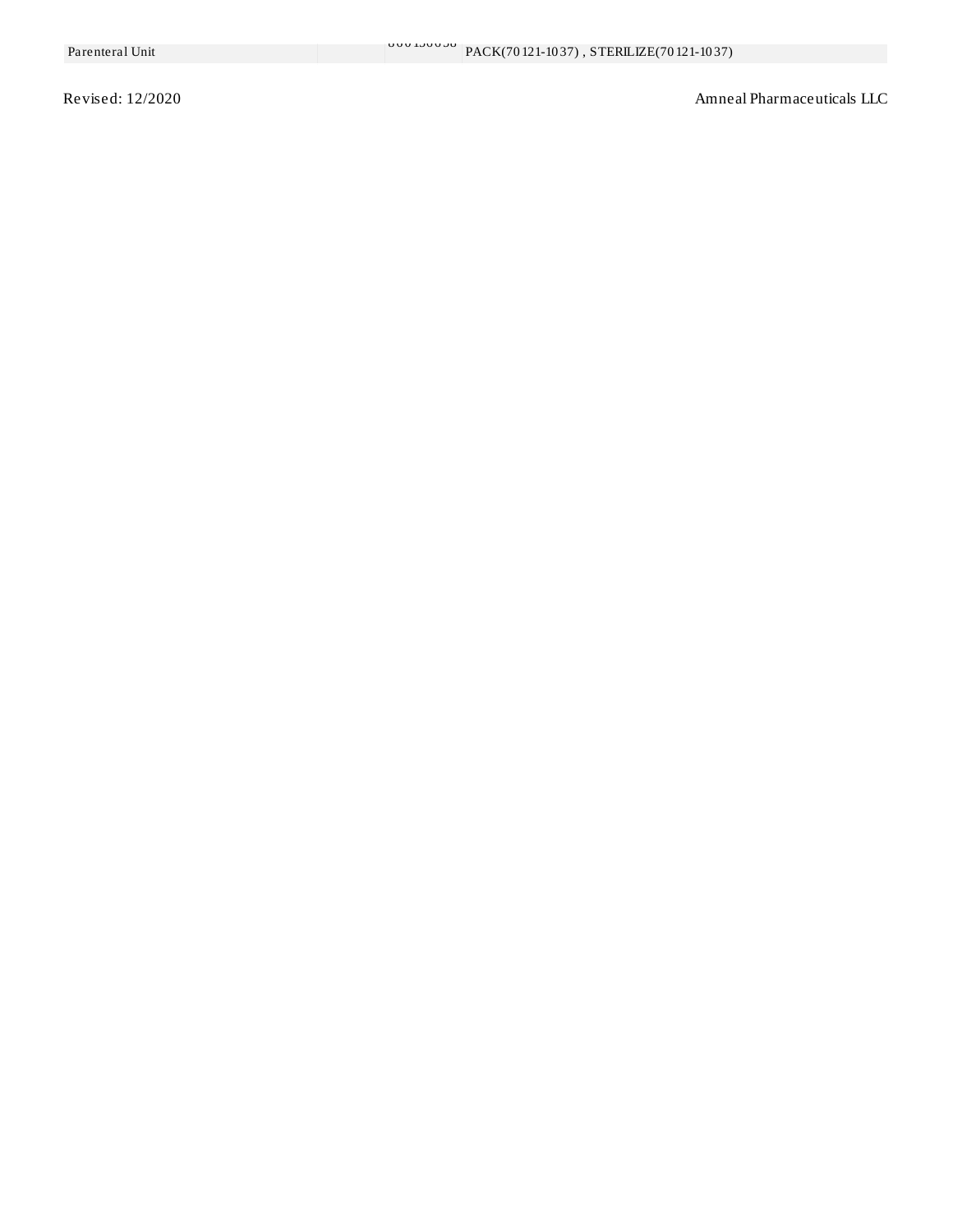| | | | |
|---|---|---|---|
| Parenteral Unit | | 860136058 | PACK(70121-1037) , STERILIZE(70121-1037) |

Revised: 12/2020

Amneal Pharmaceuticals LLC